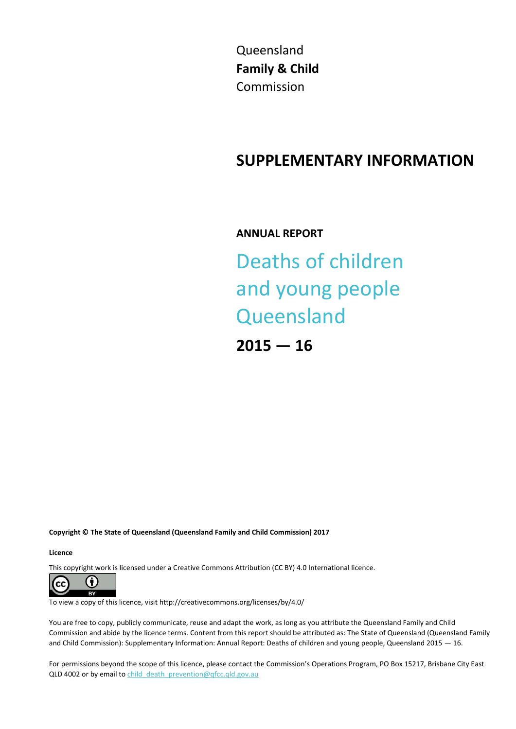Queensland
**Family & Child**
Commission

# SUPPLEMENTARY INFORMATION

**ANNUAL REPORT**

# Deaths of children and young people Queensland

## 2015 — 16

**Copyright © The State of Queensland (Queensland Family and Child Commission) 2017**

**Licence**

This copyright work is licensed under a Creative Commons Attribution (CC BY) 4.0 International licence.

To view a copy of this licence, visit http://creativecommons.org/licenses/by/4.0/

You are free to copy, publicly communicate, reuse and adapt the work, as long as you attribute the Queensland Family and Child Commission and abide by the licence terms. Content from this report should be attributed as: The State of Queensland (Queensland Family and Child Commission): Supplementary Information: Annual Report: Deaths of children and young people, Queensland 2015 — 16.

For permissions beyond the scope of this licence, please contact the Commission's Operations Program, PO Box 15217, Brisbane City East QLD 4002 or by email to child_death_prevention@qfcc.qld.gov.au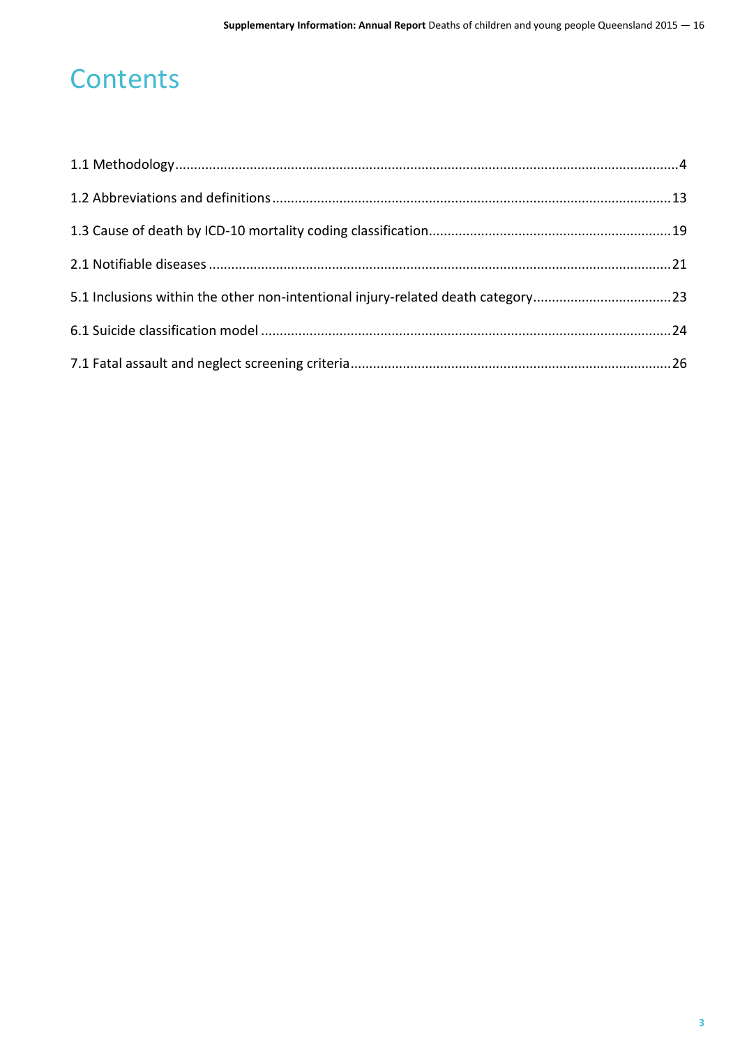# Contents

1.1 Methodology....................................................................................................................................4

1.2 Abbreviations and definitions.........................................................................................................13

1.3 Cause of death by ICD-10 mortality coding classification...............................................................19

2.1 Notifiable diseases..........................................................................................................................21

5.1 Inclusions within the other non-intentional injury-related death category....................................23

6.1 Suicide classification model ............................................................................................................24

7.1 Fatal assault and neglect screening criteria.....................................................................................26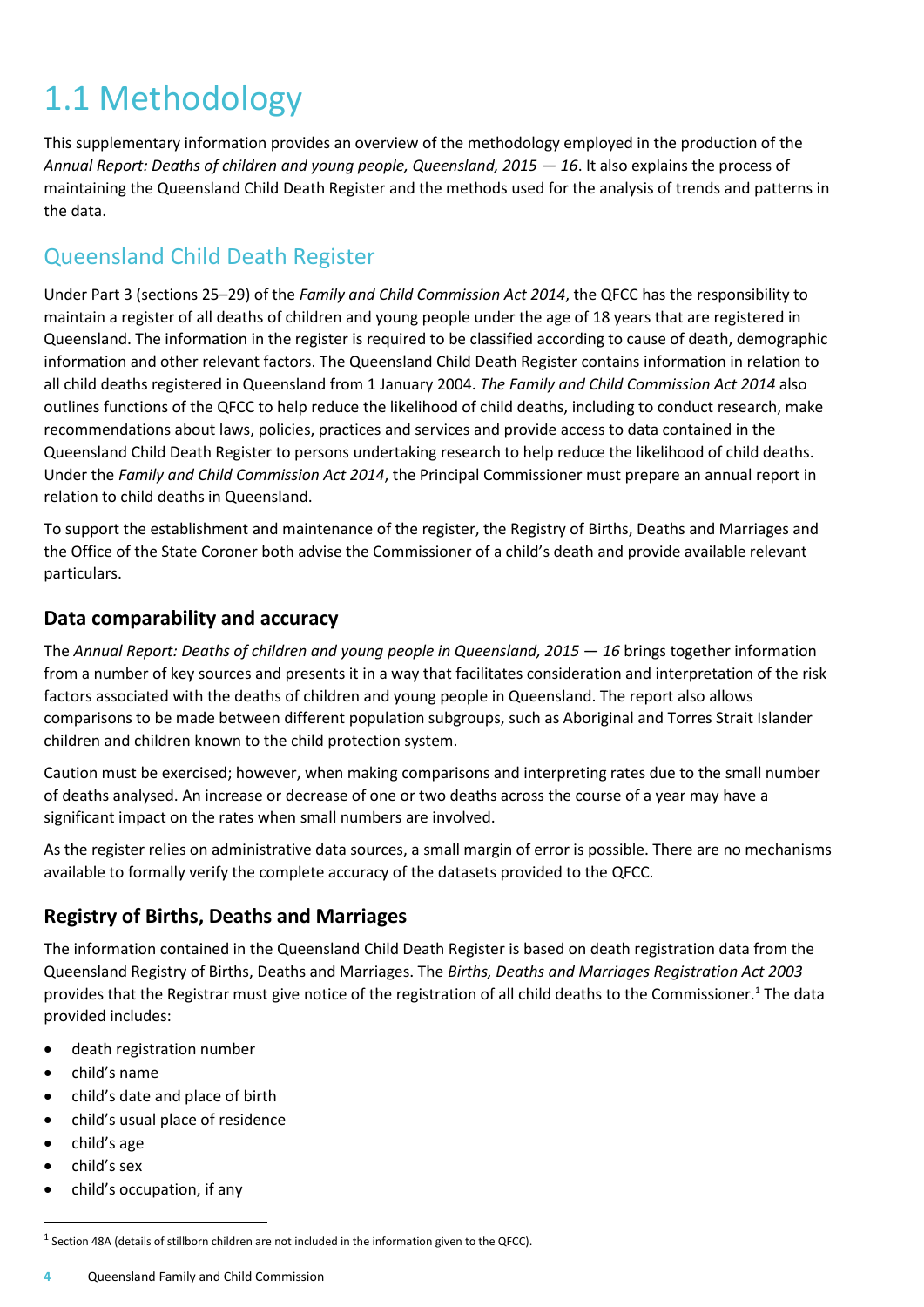# 1.1 Methodology

This supplementary information provides an overview of the methodology employed in the production of the *Annual Report: Deaths of children and young people, Queensland, 2015 — 16*. It also explains the process of maintaining the Queensland Child Death Register and the methods used for the analysis of trends and patterns in the data.

## Queensland Child Death Register

Under Part 3 (sections 25–29) of the *Family and Child Commission Act 2014*, the QFCC has the responsibility to maintain a register of all deaths of children and young people under the age of 18 years that are registered in Queensland. The information in the register is required to be classified according to cause of death, demographic information and other relevant factors. The Queensland Child Death Register contains information in relation to all child deaths registered in Queensland from 1 January 2004. *The Family and Child Commission Act 2014* also outlines functions of the QFCC to help reduce the likelihood of child deaths, including to conduct research, make recommendations about laws, policies, practices and services and provide access to data contained in the Queensland Child Death Register to persons undertaking research to help reduce the likelihood of child deaths. Under the *Family and Child Commission Act 2014*, the Principal Commissioner must prepare an annual report in relation to child deaths in Queensland.

To support the establishment and maintenance of the register, the Registry of Births, Deaths and Marriages and the Office of the State Coroner both advise the Commissioner of a child's death and provide available relevant particulars.

### Data comparability and accuracy

The *Annual Report: Deaths of children and young people in Queensland, 2015 — 16* brings together information from a number of key sources and presents it in a way that facilitates consideration and interpretation of the risk factors associated with the deaths of children and young people in Queensland. The report also allows comparisons to be made between different population subgroups, such as Aboriginal and Torres Strait Islander children and children known to the child protection system.

Caution must be exercised; however, when making comparisons and interpreting rates due to the small number of deaths analysed. An increase or decrease of one or two deaths across the course of a year may have a significant impact on the rates when small numbers are involved.

As the register relies on administrative data sources, a small margin of error is possible. There are no mechanisms available to formally verify the complete accuracy of the datasets provided to the QFCC.

### Registry of Births, Deaths and Marriages

The information contained in the Queensland Child Death Register is based on death registration data from the Queensland Registry of Births, Deaths and Marriages. The *Births, Deaths and Marriages Registration Act 2003* provides that the Registrar must give notice of the registration of all child deaths to the Commissioner.[1] The data provided includes:

- death registration number
- child's name
- child's date and place of birth
- child's usual place of residence
- child's age
- child's sex
- child's occupation, if any

[1] Section 48A (details of stillborn children are not included in the information given to the QFCC).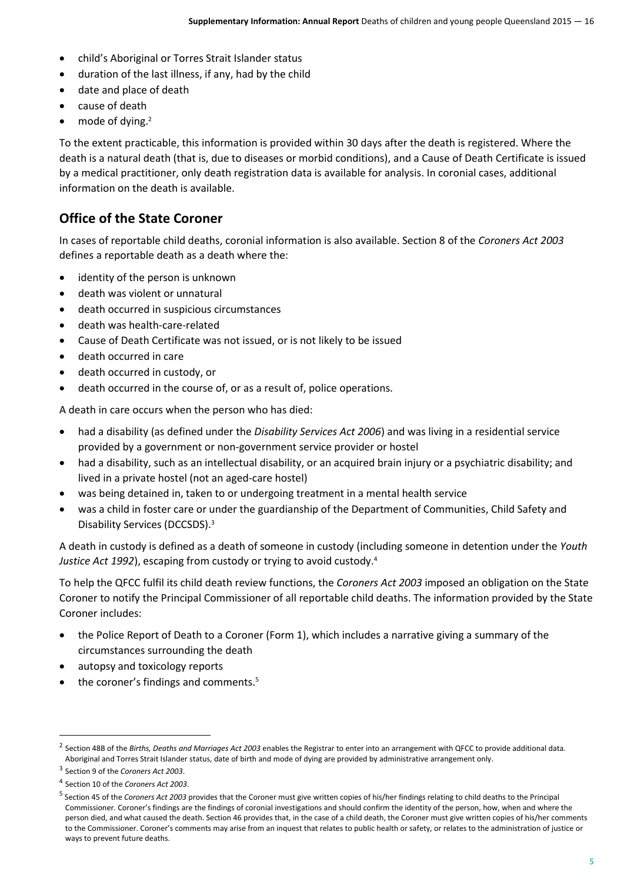- child's Aboriginal or Torres Strait Islander status
- duration of the last illness, if any, had by the child
- date and place of death
- cause of death
- mode of dying.[2]

To the extent practicable, this information is provided within 30 days after the death is registered. Where the death is a natural death (that is, due to diseases or morbid conditions), and a Cause of Death Certificate is issued by a medical practitioner, only death registration data is available for analysis. In coronial cases, additional information on the death is available.

## Office of the State Coroner

In cases of reportable child deaths, coronial information is also available. Section 8 of the *Coroners Act 2003* defines a reportable death as a death where the:

- identity of the person is unknown
- death was violent or unnatural
- death occurred in suspicious circumstances
- death was health-care-related
- Cause of Death Certificate was not issued, or is not likely to be issued
- death occurred in care
- death occurred in custody, or
- death occurred in the course of, or as a result of, police operations.

A death in care occurs when the person who has died:

- had a disability (as defined under the *Disability Services Act 2006*) and was living in a residential service provided by a government or non-government service provider or hostel
- had a disability, such as an intellectual disability, or an acquired brain injury or a psychiatric disability; and lived in a private hostel (not an aged-care hostel)
- was being detained in, taken to or undergoing treatment in a mental health service
- was a child in foster care or under the guardianship of the Department of Communities, Child Safety and Disability Services (DCCSDS).[3]

A death in custody is defined as a death of someone in custody (including someone in detention under the *Youth Justice Act 1992*), escaping from custody or trying to avoid custody.[4]

To help the QFCC fulfil its child death review functions, the *Coroners Act 2003* imposed an obligation on the State Coroner to notify the Principal Commissioner of all reportable child deaths. The information provided by the State Coroner includes:

- the Police Report of Death to a Coroner (Form 1), which includes a narrative giving a summary of the circumstances surrounding the death
- autopsy and toxicology reports
- the coroner's findings and comments.[5]

---

[2] Section 48B of the *Births, Deaths and Marriages Act 2003* enables the Registrar to enter into an arrangement with QFCC to provide additional data. Aboriginal and Torres Strait Islander status, date of birth and mode of dying are provided by administrative arrangement only.

[3] Section 9 of the *Coroners Act 2003*.

[4] Section 10 of the *Coroners Act 2003*.

[5] Section 45 of the *Coroners Act 2003* provides that the Coroner must give written copies of his/her findings relating to child deaths to the Principal Commissioner. Coroner's findings are the findings of coronial investigations and should confirm the identity of the person, how, when and where the person died, and what caused the death. Section 46 provides that, in the case of a child death, the Coroner must give written copies of his/her comments to the Commissioner. Coroner's comments may arise from an inquest that relates to public health or safety, or relates to the administration of justice or ways to prevent future deaths.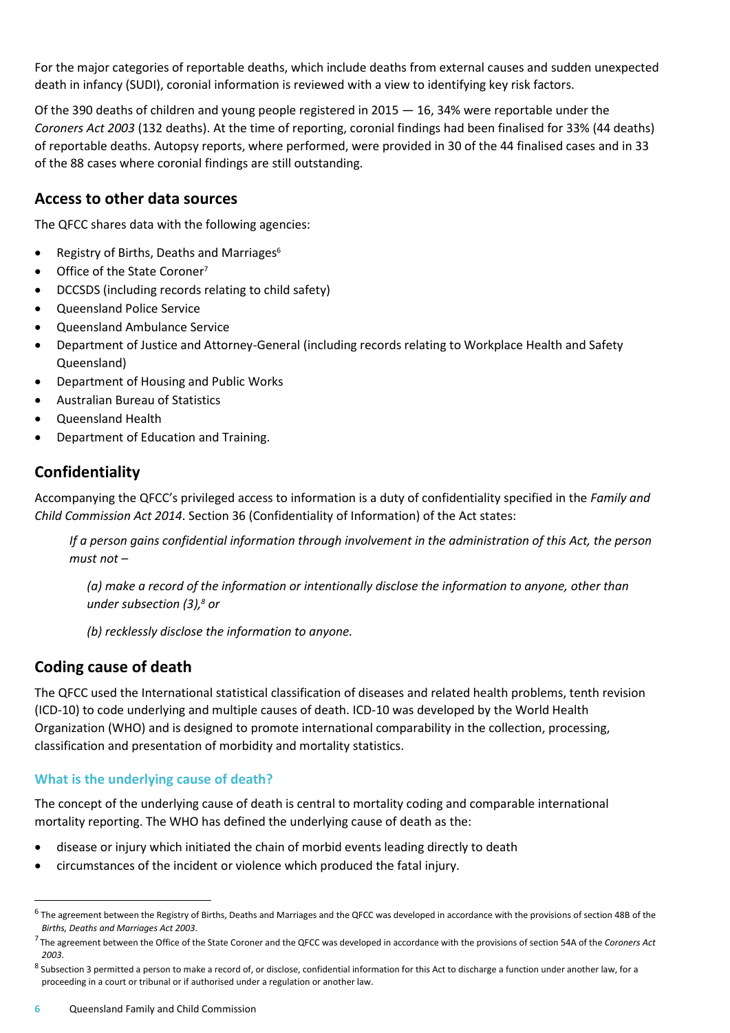For the major categories of reportable deaths, which include deaths from external causes and sudden unexpected death in infancy (SUDI), coronial information is reviewed with a view to identifying key risk factors.

Of the 390 deaths of children and young people registered in 2015 — 16, 34% were reportable under the *Coroners Act 2003* (132 deaths). At the time of reporting, coronial findings had been finalised for 33% (44 deaths) of reportable deaths. Autopsy reports, where performed, were provided in 30 of the 44 finalised cases and in 33 of the 88 cases where coronial findings are still outstanding.

## Access to other data sources

The QFCC shares data with the following agencies:

- Registry of Births, Deaths and Marriages[6]
- Office of the State Coroner[7]
- DCCSDS (including records relating to child safety)
- Queensland Police Service
- Queensland Ambulance Service
- Department of Justice and Attorney-General (including records relating to Workplace Health and Safety Queensland)
- Department of Housing and Public Works
- Australian Bureau of Statistics
- Queensland Health
- Department of Education and Training.

## Confidentiality

Accompanying the QFCC's privileged access to information is a duty of confidentiality specified in the *Family and Child Commission Act 2014*. Section 36 (Confidentiality of Information) of the Act states:

> *If a person gains confidential information through involvement in the administration of this Act, the person must not –*
>
> *(a) make a record of the information or intentionally disclose the information to anyone, other than under subsection (3),[8] or*
>
> *(b) recklessly disclose the information to anyone.*

## Coding cause of death

The QFCC used the International statistical classification of diseases and related health problems, tenth revision (ICD-10) to code underlying and multiple causes of death. ICD-10 was developed by the World Health Organization (WHO) and is designed to promote international comparability in the collection, processing, classification and presentation of morbidity and mortality statistics.

### What is the underlying cause of death?

The concept of the underlying cause of death is central to mortality coding and comparable international mortality reporting. The WHO has defined the underlying cause of death as the:

- disease or injury which initiated the chain of morbid events leading directly to death
- circumstances of the incident or violence which produced the fatal injury.

---

[6] The agreement between the Registry of Births, Deaths and Marriages and the QFCC was developed in accordance with the provisions of section 48B of the *Births, Deaths and Marriages Act 2003*.

[7] The agreement between the Office of the State Coroner and the QFCC was developed in accordance with the provisions of section 54A of the *Coroners Act 2003*.

[8] Subsection 3 permitted a person to make a record of, or disclose, confidential information for this Act to discharge a function under another law, for a proceeding in a court or tribunal or if authorised under a regulation or another law.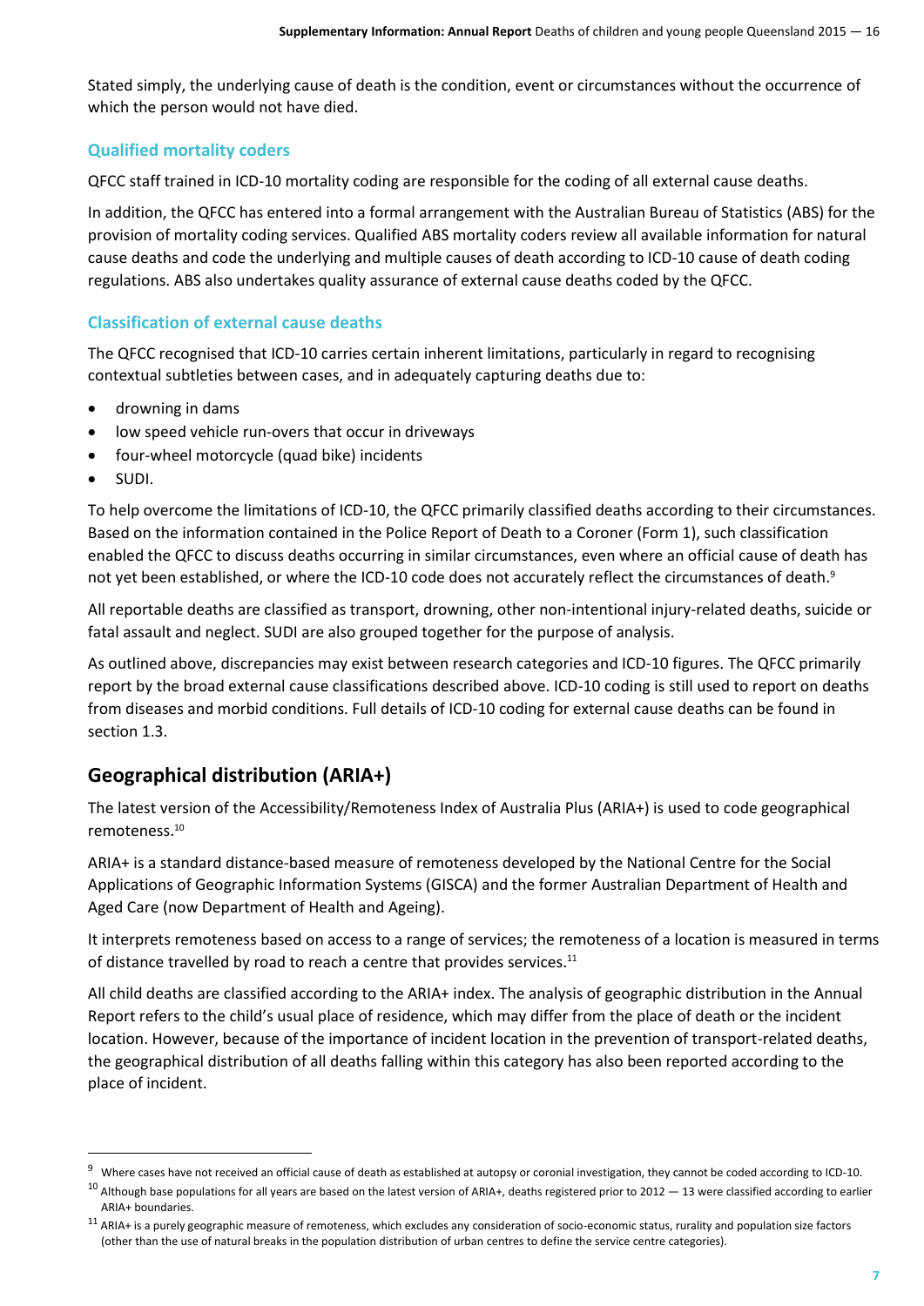Stated simply, the underlying cause of death is the condition, event or circumstances without the occurrence of which the person would not have died.

### Qualified mortality coders

QFCC staff trained in ICD-10 mortality coding are responsible for the coding of all external cause deaths.

In addition, the QFCC has entered into a formal arrangement with the Australian Bureau of Statistics (ABS) for the provision of mortality coding services. Qualified ABS mortality coders review all available information for natural cause deaths and code the underlying and multiple causes of death according to ICD-10 cause of death coding regulations. ABS also undertakes quality assurance of external cause deaths coded by the QFCC.

### Classification of external cause deaths

The QFCC recognised that ICD-10 carries certain inherent limitations, particularly in regard to recognising contextual subtleties between cases, and in adequately capturing deaths due to:

- drowning in dams
- low speed vehicle run-overs that occur in driveways
- four-wheel motorcycle (quad bike) incidents
- SUDI.

To help overcome the limitations of ICD-10, the QFCC primarily classified deaths according to their circumstances. Based on the information contained in the Police Report of Death to a Coroner (Form 1), such classification enabled the QFCC to discuss deaths occurring in similar circumstances, even where an official cause of death has not yet been established, or where the ICD-10 code does not accurately reflect the circumstances of death.[9]

All reportable deaths are classified as transport, drowning, other non-intentional injury-related deaths, suicide or fatal assault and neglect. SUDI are also grouped together for the purpose of analysis.

As outlined above, discrepancies may exist between research categories and ICD-10 figures. The QFCC primarily report by the broad external cause classifications described above. ICD-10 coding is still used to report on deaths from diseases and morbid conditions. Full details of ICD-10 coding for external cause deaths can be found in section 1.3.

## Geographical distribution (ARIA+)

The latest version of the Accessibility/Remoteness Index of Australia Plus (ARIA+) is used to code geographical remoteness.[10]

ARIA+ is a standard distance-based measure of remoteness developed by the National Centre for the Social Applications of Geographic Information Systems (GISCA) and the former Australian Department of Health and Aged Care (now Department of Health and Ageing).

It interprets remoteness based on access to a range of services; the remoteness of a location is measured in terms of distance travelled by road to reach a centre that provides services.[11]

All child deaths are classified according to the ARIA+ index. The analysis of geographic distribution in the Annual Report refers to the child's usual place of residence, which may differ from the place of death or the incident location. However, because of the importance of incident location in the prevention of transport-related deaths, the geographical distribution of all deaths falling within this category has also been reported according to the place of incident.

---

[9] Where cases have not received an official cause of death as established at autopsy or coronial investigation, they cannot be coded according to ICD-10.

[10] Although base populations for all years are based on the latest version of ARIA+, deaths registered prior to 2012 — 13 were classified according to earlier ARIA+ boundaries.

[11] ARIA+ is a purely geographic measure of remoteness, which excludes any consideration of socio-economic status, rurality and population size factors (other than the use of natural breaks in the population distribution of urban centres to define the service centre categories).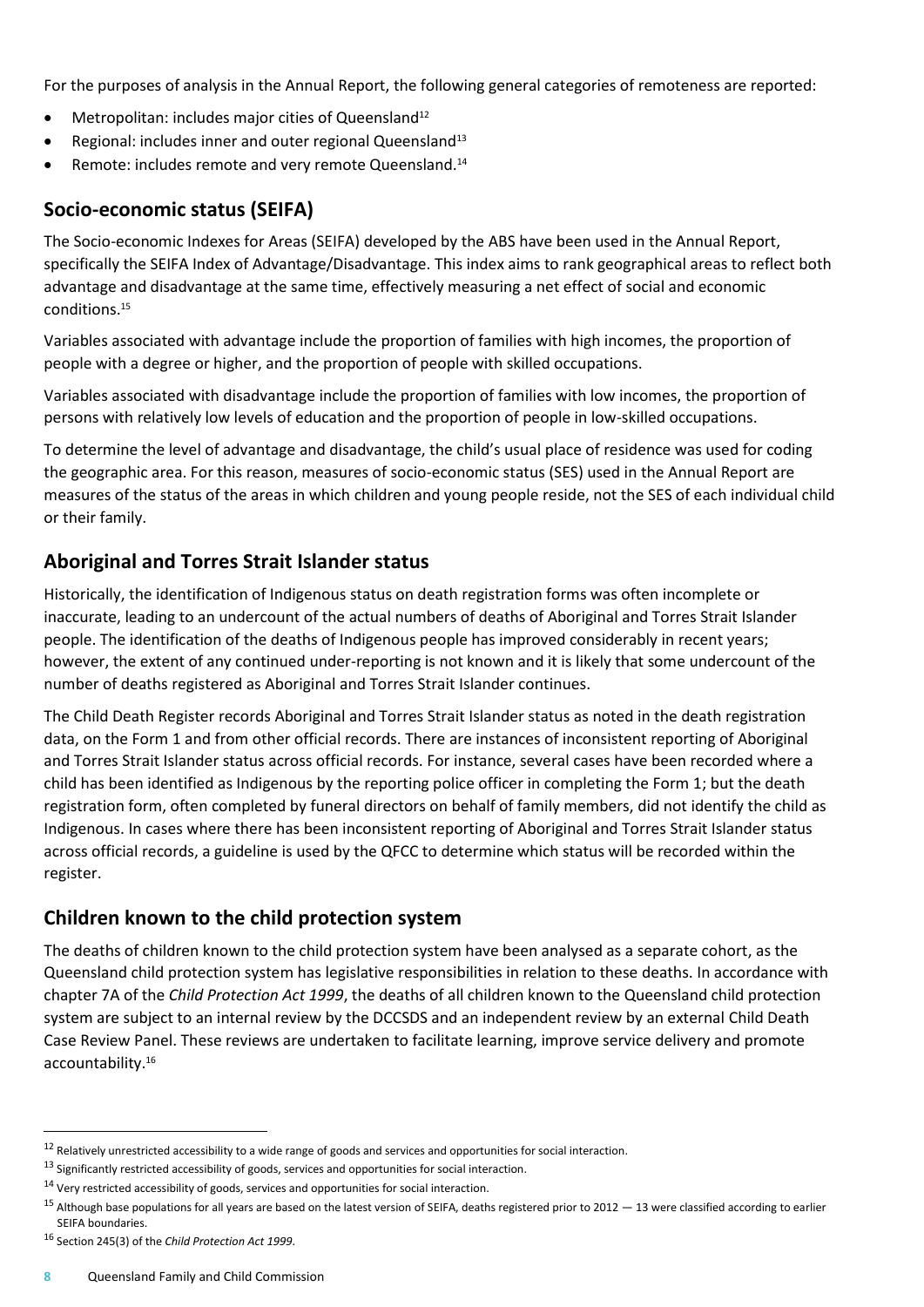For the purposes of analysis in the Annual Report, the following general categories of remoteness are reported:

- Metropolitan: includes major cities of Queensland[12]
- Regional: includes inner and outer regional Queensland[13]
- Remote: includes remote and very remote Queensland.[14]

## Socio-economic status (SEIFA)

The Socio-economic Indexes for Areas (SEIFA) developed by the ABS have been used in the Annual Report, specifically the SEIFA Index of Advantage/Disadvantage. This index aims to rank geographical areas to reflect both advantage and disadvantage at the same time, effectively measuring a net effect of social and economic conditions.[15]

Variables associated with advantage include the proportion of families with high incomes, the proportion of people with a degree or higher, and the proportion of people with skilled occupations.

Variables associated with disadvantage include the proportion of families with low incomes, the proportion of persons with relatively low levels of education and the proportion of people in low-skilled occupations.

To determine the level of advantage and disadvantage, the child's usual place of residence was used for coding the geographic area. For this reason, measures of socio-economic status (SES) used in the Annual Report are measures of the status of the areas in which children and young people reside, not the SES of each individual child or their family.

## Aboriginal and Torres Strait Islander status

Historically, the identification of Indigenous status on death registration forms was often incomplete or inaccurate, leading to an undercount of the actual numbers of deaths of Aboriginal and Torres Strait Islander people. The identification of the deaths of Indigenous people has improved considerably in recent years; however, the extent of any continued under-reporting is not known and it is likely that some undercount of the number of deaths registered as Aboriginal and Torres Strait Islander continues.

The Child Death Register records Aboriginal and Torres Strait Islander status as noted in the death registration data, on the Form 1 and from other official records. There are instances of inconsistent reporting of Aboriginal and Torres Strait Islander status across official records. For instance, several cases have been recorded where a child has been identified as Indigenous by the reporting police officer in completing the Form 1; but the death registration form, often completed by funeral directors on behalf of family members, did not identify the child as Indigenous. In cases where there has been inconsistent reporting of Aboriginal and Torres Strait Islander status across official records, a guideline is used by the QFCC to determine which status will be recorded within the register.

## Children known to the child protection system

The deaths of children known to the child protection system have been analysed as a separate cohort, as the Queensland child protection system has legislative responsibilities in relation to these deaths. In accordance with chapter 7A of the *Child Protection Act 1999*, the deaths of all children known to the Queensland child protection system are subject to an internal review by the DCCSDS and an independent review by an external Child Death Case Review Panel. These reviews are undertaken to facilitate learning, improve service delivery and promote accountability.[16]

---

[12] Relatively unrestricted accessibility to a wide range of goods and services and opportunities for social interaction.

[13] Significantly restricted accessibility of goods, services and opportunities for social interaction.

[14] Very restricted accessibility of goods, services and opportunities for social interaction.

[15] Although base populations for all years are based on the latest version of SEIFA, deaths registered prior to 2012 — 13 were classified according to earlier SEIFA boundaries.

[16] Section 245(3) of the *Child Protection Act 1999*.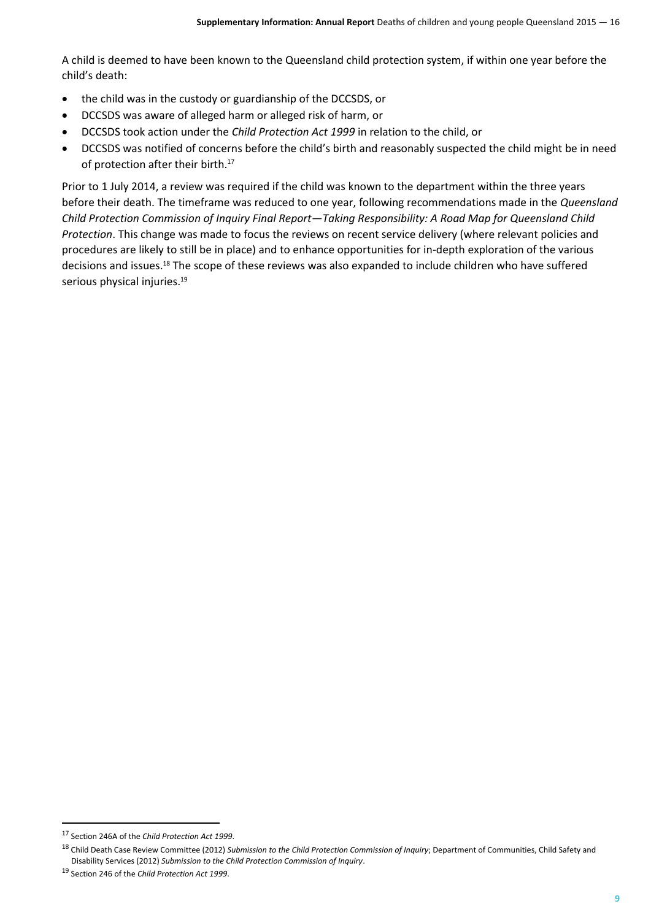A child is deemed to have been known to the Queensland child protection system, if within one year before the child's death:

- the child was in the custody or guardianship of the DCCSDS, or
- DCCSDS was aware of alleged harm or alleged risk of harm, or
- DCCSDS took action under the *Child Protection Act 1999* in relation to the child, or
- DCCSDS was notified of concerns before the child's birth and reasonably suspected the child might be in need of protection after their birth.[17]

Prior to 1 July 2014, a review was required if the child was known to the department within the three years before their death. The timeframe was reduced to one year, following recommendations made in the *Queensland Child Protection Commission of Inquiry Final Report—Taking Responsibility: A Road Map for Queensland Child Protection*. This change was made to focus the reviews on recent service delivery (where relevant policies and procedures are likely to still be in place) and to enhance opportunities for in-depth exploration of the various decisions and issues.[18] The scope of these reviews was also expanded to include children who have suffered serious physical injuries.[19]

---

[17] Section 246A of the *Child Protection Act 1999*.

[18] Child Death Case Review Committee (2012) *Submission to the Child Protection Commission of Inquiry*; Department of Communities, Child Safety and Disability Services (2012) *Submission to the Child Protection Commission of Inquiry*.

[19] Section 246 of the *Child Protection Act 1999*.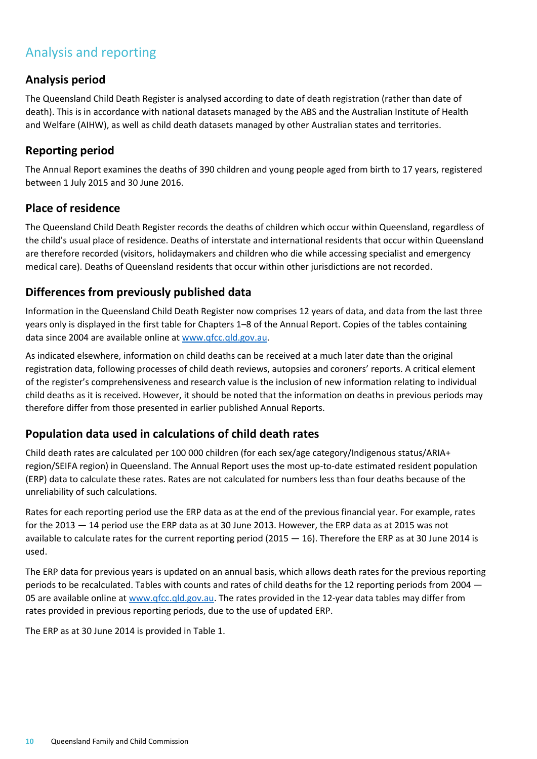# Analysis and reporting

## Analysis period

The Queensland Child Death Register is analysed according to date of death registration (rather than date of death). This is in accordance with national datasets managed by the ABS and the Australian Institute of Health and Welfare (AIHW), as well as child death datasets managed by other Australian states and territories.

## Reporting period

The Annual Report examines the deaths of 390 children and young people aged from birth to 17 years, registered between 1 July 2015 and 30 June 2016.

## Place of residence

The Queensland Child Death Register records the deaths of children which occur within Queensland, regardless of the child's usual place of residence. Deaths of interstate and international residents that occur within Queensland are therefore recorded (visitors, holidaymakers and children who die while accessing specialist and emergency medical care). Deaths of Queensland residents that occur within other jurisdictions are not recorded.

## Differences from previously published data

Information in the Queensland Child Death Register now comprises 12 years of data, and data from the last three years only is displayed in the first table for Chapters 1–8 of the Annual Report. Copies of the tables containing data since 2004 are available online at [www.qfcc.qld.gov.au](http://www.qfcc.qld.gov.au).

As indicated elsewhere, information on child deaths can be received at a much later date than the original registration data, following processes of child death reviews, autopsies and coroners' reports. A critical element of the register's comprehensiveness and research value is the inclusion of new information relating to individual child deaths as it is received. However, it should be noted that the information on deaths in previous periods may therefore differ from those presented in earlier published Annual Reports.

## Population data used in calculations of child death rates

Child death rates are calculated per 100 000 children (for each sex/age category/Indigenous status/ARIA+ region/SEIFA region) in Queensland. The Annual Report uses the most up-to-date estimated resident population (ERP) data to calculate these rates. Rates are not calculated for numbers less than four deaths because of the unreliability of such calculations.

Rates for each reporting period use the ERP data as at the end of the previous financial year. For example, rates for the 2013 — 14 period use the ERP data as at 30 June 2013. However, the ERP data as at 2015 was not available to calculate rates for the current reporting period (2015 — 16). Therefore the ERP as at 30 June 2014 is used.

The ERP data for previous years is updated on an annual basis, which allows death rates for the previous reporting periods to be recalculated. Tables with counts and rates of child deaths for the 12 reporting periods from 2004 — 05 are available online at [www.qfcc.qld.gov.au](http://www.qfcc.qld.gov.au). The rates provided in the 12-year data tables may differ from rates provided in previous reporting periods, due to the use of updated ERP.

The ERP as at 30 June 2014 is provided in Table 1.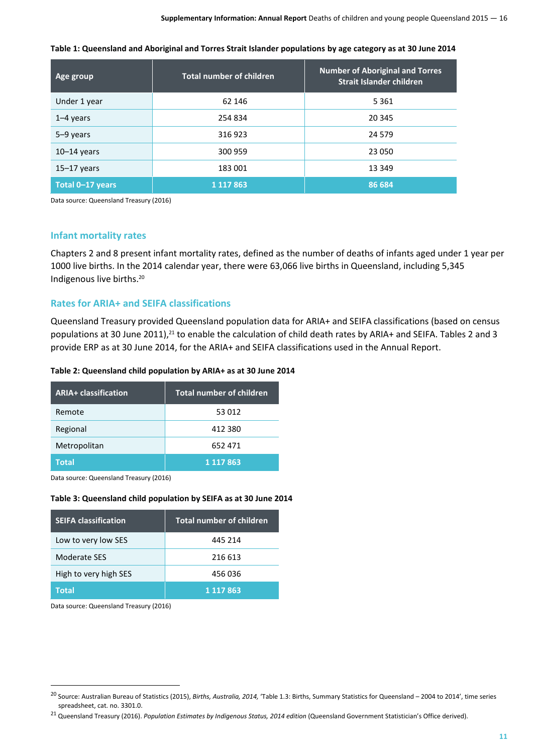**Table 1: Queensland and Aboriginal and Torres Strait Islander populations by age category as at 30 June 2014**

| Age group | Total number of children | Number of Aboriginal and Torres Strait Islander children |
|---|---|---|
| Under 1 year | 62 146 | 5 361 |
| 1–4 years | 254 834 | 20 345 |
| 5–9 years | 316 923 | 24 579 |
| 10–14 years | 300 959 | 23 050 |
| 15–17 years | 183 001 | 13 349 |
| **Total 0–17 years** | **1 117 863** | **86 684** |

Data source: Queensland Treasury (2016)

## Infant mortality rates

Chapters 2 and 8 present infant mortality rates, defined as the number of deaths of infants aged under 1 year per 1000 live births. In the 2014 calendar year, there were 63,066 live births in Queensland, including 5,345 Indigenous live births.[20]

## Rates for ARIA+ and SEIFA classifications

Queensland Treasury provided Queensland population data for ARIA+ and SEIFA classifications (based on census populations at 30 June 2011),[21] to enable the calculation of child death rates by ARIA+ and SEIFA. Tables 2 and 3 provide ERP as at 30 June 2014, for the ARIA+ and SEIFA classifications used in the Annual Report.

**Table 2: Queensland child population by ARIA+ as at 30 June 2014**

| ARIA+ classification | Total number of children |
|---|---|
| Remote | 53 012 |
| Regional | 412 380 |
| Metropolitan | 652 471 |
| **Total** | **1 117 863** |

Data source: Queensland Treasury (2016)

**Table 3: Queensland child population by SEIFA as at 30 June 2014**

| SEIFA classification | Total number of children |
|---|---|
| Low to very low SES | 445 214 |
| Moderate SES | 216 613 |
| High to very high SES | 456 036 |
| **Total** | **1 117 863** |

Data source: Queensland Treasury (2016)

---

[20] Source: Australian Bureau of Statistics (2015), *Births, Australia, 2014,* 'Table 1.3: Births, Summary Statistics for Queensland – 2004 to 2014', time series spreadsheet, cat. no. 3301.0.

[21] Queensland Treasury (2016). *Population Estimates by Indigenous Status, 2014 edition* (Queensland Government Statistician's Office derived).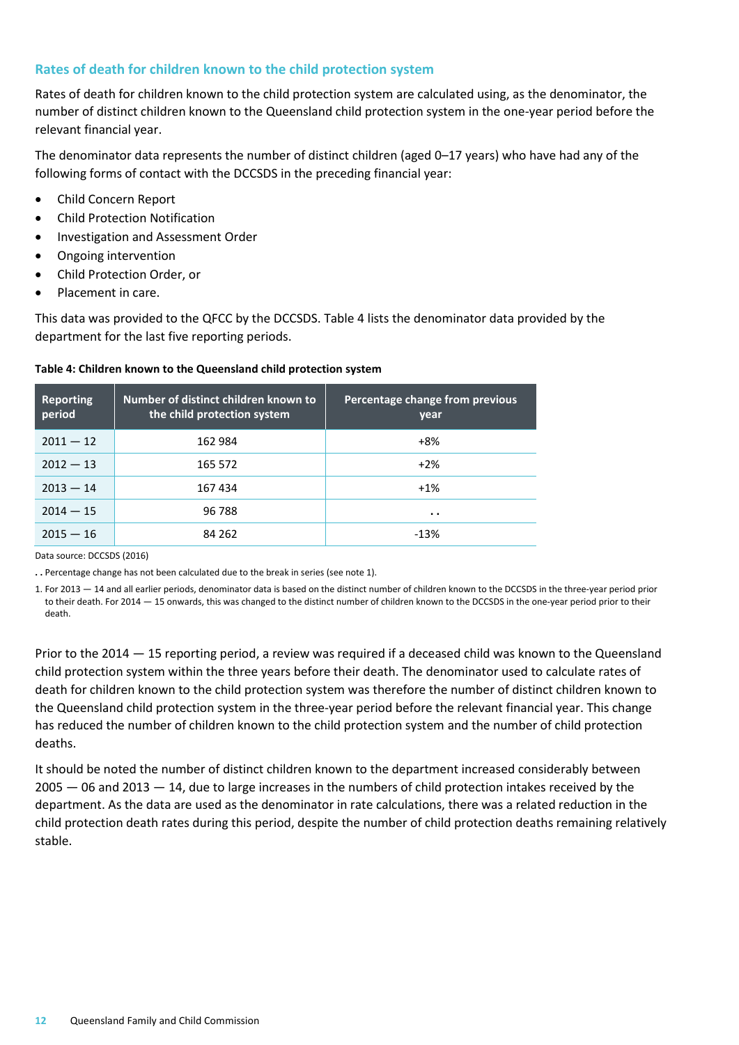## Rates of death for children known to the child protection system

Rates of death for children known to the child protection system are calculated using, as the denominator, the number of distinct children known to the Queensland child protection system in the one-year period before the relevant financial year.

The denominator data represents the number of distinct children (aged 0–17 years) who have had any of the following forms of contact with the DCCSDS in the preceding financial year:

- Child Concern Report
- Child Protection Notification
- Investigation and Assessment Order
- Ongoing intervention
- Child Protection Order, or
- Placement in care.

This data was provided to the QFCC by the DCCSDS. Table 4 lists the denominator data provided by the department for the last five reporting periods.

**Table 4: Children known to the Queensland child protection system**

| Reporting period | Number of distinct children known to the child protection system | Percentage change from previous year |
|---|---|---|
| 2011 — 12 | 162 984 | +8% |
| 2012 — 13 | 165 572 | +2% |
| 2013 — 14 | 167 434 | +1% |
| 2014 — 15 | 96 788 | . . |
| 2015 — 16 | 84 262 | -13% |

Data source: DCCSDS (2016)

. . Percentage change has not been calculated due to the break in series (see note 1).

1. For 2013 — 14 and all earlier periods, denominator data is based on the distinct number of children known to the DCCSDS in the three-year period prior to their death. For 2014 — 15 onwards, this was changed to the distinct number of children known to the DCCSDS in the one-year period prior to their death.

Prior to the 2014 — 15 reporting period, a review was required if a deceased child was known to the Queensland child protection system within the three years before their death. The denominator used to calculate rates of death for children known to the child protection system was therefore the number of distinct children known to the Queensland child protection system in the three-year period before the relevant financial year. This change has reduced the number of children known to the child protection system and the number of child protection deaths.

It should be noted the number of distinct children known to the department increased considerably between 2005 — 06 and 2013 — 14, due to large increases in the numbers of child protection intakes received by the department. As the data are used as the denominator in rate calculations, there was a related reduction in the child protection death rates during this period, despite the number of child protection deaths remaining relatively stable.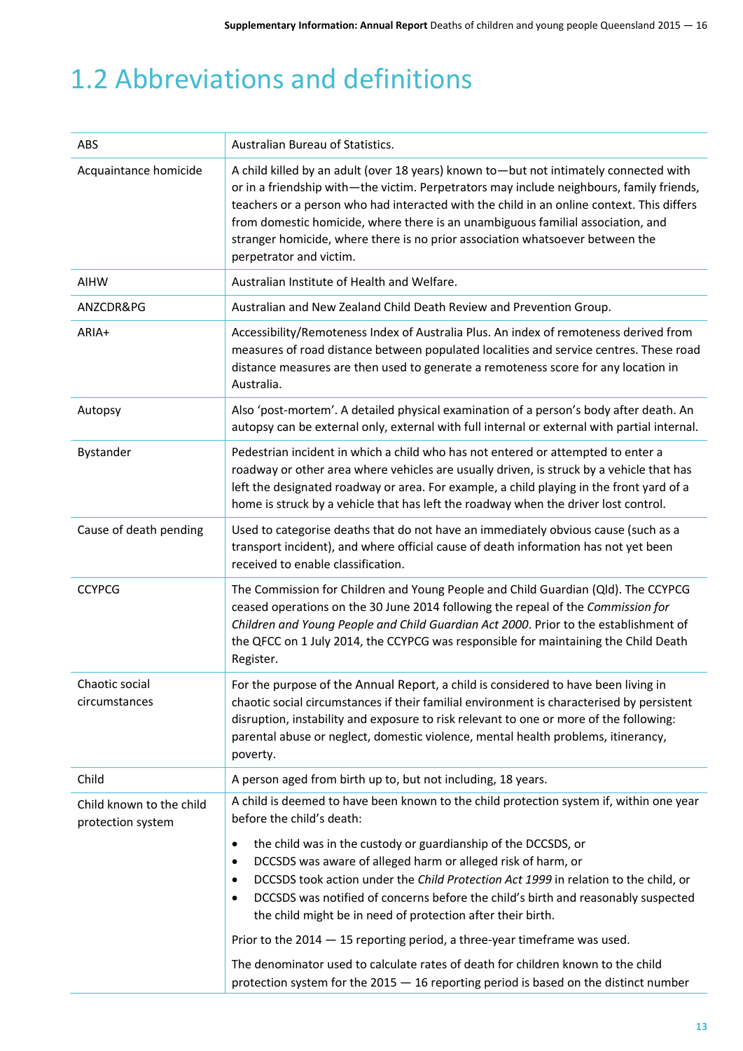# 1.2 Abbreviations and definitions

| | |
|---|---|
| ABS | Australian Bureau of Statistics. |
| Acquaintance homicide | A child killed by an adult (over 18 years) known to—but not intimately connected with or in a friendship with—the victim. Perpetrators may include neighbours, family friends, teachers or a person who had interacted with the child in an online context. This differs from domestic homicide, where there is an unambiguous familial association, and stranger homicide, where there is no prior association whatsoever between the perpetrator and victim. |
| AIHW | Australian Institute of Health and Welfare. |
| ANZCDR&PG | Australian and New Zealand Child Death Review and Prevention Group. |
| ARIA+ | Accessibility/Remoteness Index of Australia Plus. An index of remoteness derived from measures of road distance between populated localities and service centres. These road distance measures are then used to generate a remoteness score for any location in Australia. |
| Autopsy | Also 'post-mortem'. A detailed physical examination of a person's body after death. An autopsy can be external only, external with full internal or external with partial internal. |
| Bystander | Pedestrian incident in which a child who has not entered or attempted to enter a roadway or other area where vehicles are usually driven, is struck by a vehicle that has left the designated roadway or area. For example, a child playing in the front yard of a home is struck by a vehicle that has left the roadway when the driver lost control. |
| Cause of death pending | Used to categorise deaths that do not have an immediately obvious cause (such as a transport incident), and where official cause of death information has not yet been received to enable classification. |
| CCYPCG | The Commission for Children and Young People and Child Guardian (Qld). The CCYPCG ceased operations on the 30 June 2014 following the repeal of the *Commission for Children and Young People and Child Guardian Act 2000*. Prior to the establishment of the QFCC on 1 July 2014, the CCYPCG was responsible for maintaining the Child Death Register. |
| Chaotic social circumstances | For the purpose of the Annual Report, a child is considered to have been living in chaotic social circumstances if their familial environment is characterised by persistent disruption, instability and exposure to risk relevant to one or more of the following: parental abuse or neglect, domestic violence, mental health problems, itinerancy, poverty. |
| Child | A person aged from birth up to, but not including, 18 years. |
| Child known to the child protection system | A child is deemed to have been known to the child protection system if, within one year before the child's death:<br>• the child was in the custody or guardianship of the DCCSDS, or<br>• DCCSDS was aware of alleged harm or alleged risk of harm, or<br>• DCCSDS took action under the *Child Protection Act 1999* in relation to the child, or<br>• DCCSDS was notified of concerns before the child's birth and reasonably suspected the child might be in need of protection after their birth.<br><br>Prior to the 2014 — 15 reporting period, a three-year timeframe was used.<br><br>The denominator used to calculate rates of death for children known to the child protection system for the 2015 — 16 reporting period is based on the distinct number |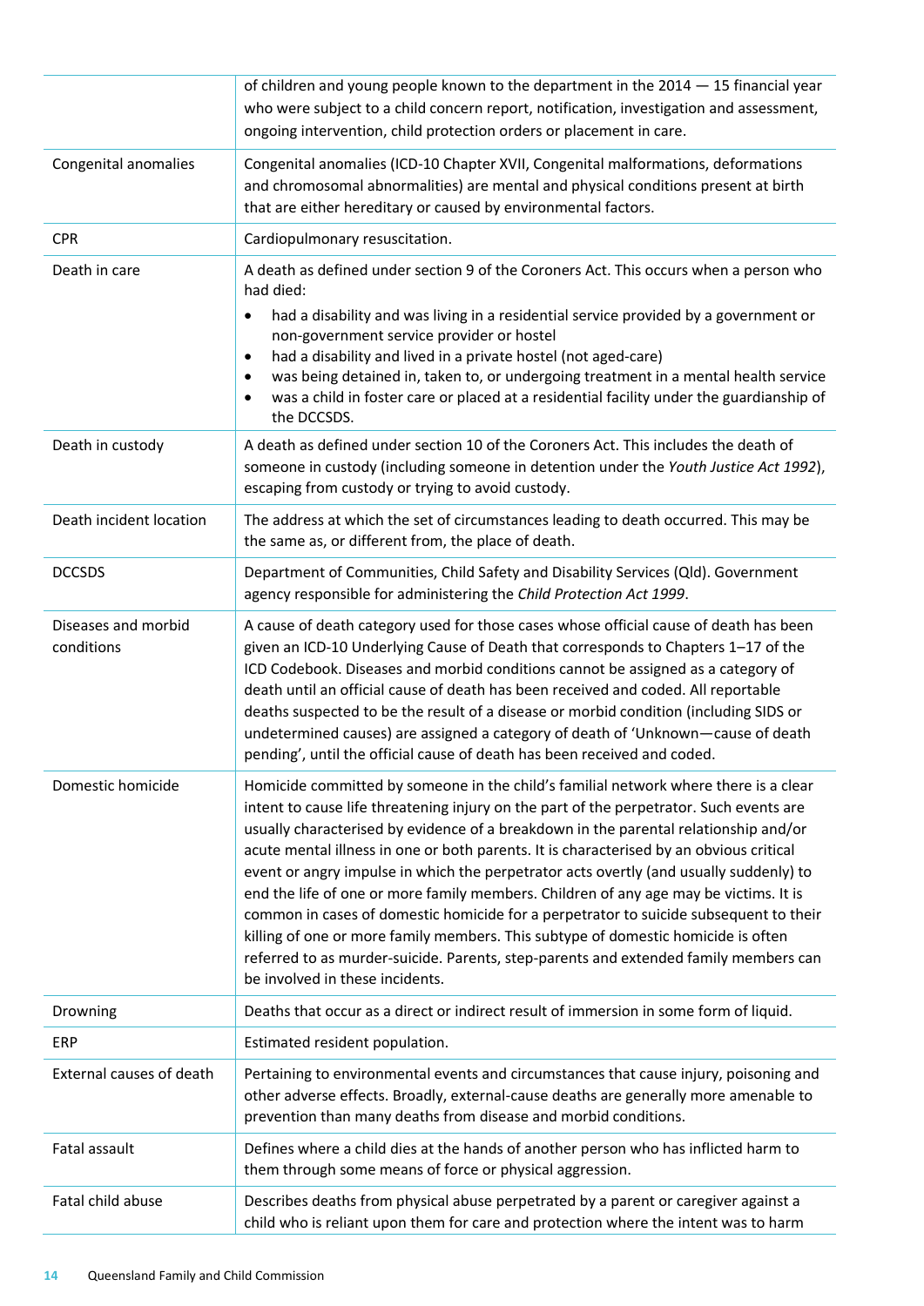| | |
|---|---|
| | of children and young people known to the department in the 2014 — 15 financial year who were subject to a child concern report, notification, investigation and assessment, ongoing intervention, child protection orders or placement in care. |
| Congenital anomalies | Congenital anomalies (ICD-10 Chapter XVII, Congenital malformations, deformations and chromosomal abnormalities) are mental and physical conditions present at birth that are either hereditary or caused by environmental factors. |
| CPR | Cardiopulmonary resuscitation. |
| Death in care | A death as defined under section 9 of the Coroners Act. This occurs when a person who had died:<br>• had a disability and was living in a residential service provided by a government or non-government service provider or hostel<br>• had a disability and lived in a private hostel (not aged-care)<br>• was being detained in, taken to, or undergoing treatment in a mental health service<br>• was a child in foster care or placed at a residential facility under the guardianship of the DCCSDS. |
| Death in custody | A death as defined under section 10 of the Coroners Act. This includes the death of someone in custody (including someone in detention under the *Youth Justice Act 1992*), escaping from custody or trying to avoid custody. |
| Death incident location | The address at which the set of circumstances leading to death occurred. This may be the same as, or different from, the place of death. |
| DCCSDS | Department of Communities, Child Safety and Disability Services (Qld). Government agency responsible for administering the *Child Protection Act 1999*. |
| Diseases and morbid conditions | A cause of death category used for those cases whose official cause of death has been given an ICD-10 Underlying Cause of Death that corresponds to Chapters 1–17 of the ICD Codebook. Diseases and morbid conditions cannot be assigned as a category of death until an official cause of death has been received and coded. All reportable deaths suspected to be the result of a disease or morbid condition (including SIDS or undetermined causes) are assigned a category of death of 'Unknown—cause of death pending', until the official cause of death has been received and coded. |
| Domestic homicide | Homicide committed by someone in the child's familial network where there is a clear intent to cause life threatening injury on the part of the perpetrator. Such events are usually characterised by evidence of a breakdown in the parental relationship and/or acute mental illness in one or both parents. It is characterised by an obvious critical event or angry impulse in which the perpetrator acts overtly (and usually suddenly) to end the life of one or more family members. Children of any age may be victims. It is common in cases of domestic homicide for a perpetrator to suicide subsequent to their killing of one or more family members. This subtype of domestic homicide is often referred to as murder-suicide. Parents, step-parents and extended family members can be involved in these incidents. |
| Drowning | Deaths that occur as a direct or indirect result of immersion in some form of liquid. |
| ERP | Estimated resident population. |
| External causes of death | Pertaining to environmental events and circumstances that cause injury, poisoning and other adverse effects. Broadly, external-cause deaths are generally more amenable to prevention than many deaths from disease and morbid conditions. |
| Fatal assault | Defines where a child dies at the hands of another person who has inflicted harm to them through some means of force or physical aggression. |
| Fatal child abuse | Describes deaths from physical abuse perpetrated by a parent or caregiver against a child who is reliant upon them for care and protection where the intent was to harm |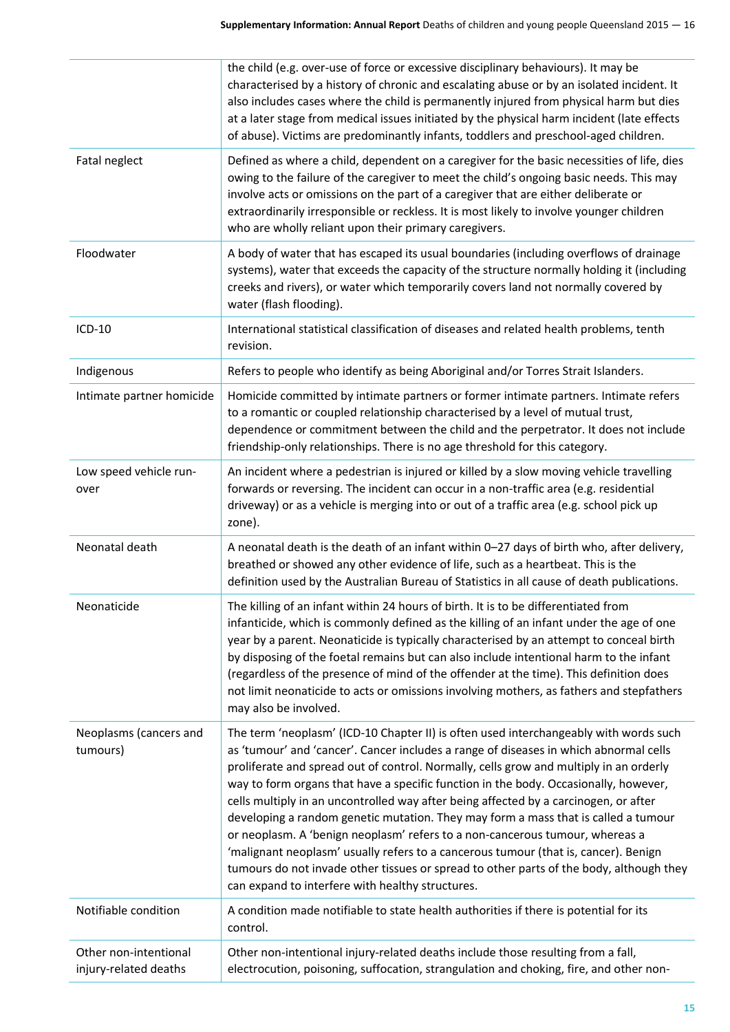| | |
|---|---|
| | the child (e.g. over-use of force or excessive disciplinary behaviours). It may be characterised by a history of chronic and escalating abuse or by an isolated incident. It also includes cases where the child is permanently injured from physical harm but dies at a later stage from medical issues initiated by the physical harm incident (late effects of abuse). Victims are predominantly infants, toddlers and preschool-aged children. |
| Fatal neglect | Defined as where a child, dependent on a caregiver for the basic necessities of life, dies owing to the failure of the caregiver to meet the child's ongoing basic needs. This may involve acts or omissions on the part of a caregiver that are either deliberate or extraordinarily irresponsible or reckless. It is most likely to involve younger children who are wholly reliant upon their primary caregivers. |
| Floodwater | A body of water that has escaped its usual boundaries (including overflows of drainage systems), water that exceeds the capacity of the structure normally holding it (including creeks and rivers), or water which temporarily covers land not normally covered by water (flash flooding). |
| ICD-10 | International statistical classification of diseases and related health problems, tenth revision. |
| Indigenous | Refers to people who identify as being Aboriginal and/or Torres Strait Islanders. |
| Intimate partner homicide | Homicide committed by intimate partners or former intimate partners. Intimate refers to a romantic or coupled relationship characterised by a level of mutual trust, dependence or commitment between the child and the perpetrator. It does not include friendship-only relationships. There is no age threshold for this category. |
| Low speed vehicle run-over | An incident where a pedestrian is injured or killed by a slow moving vehicle travelling forwards or reversing. The incident can occur in a non-traffic area (e.g. residential driveway) or as a vehicle is merging into or out of a traffic area (e.g. school pick up zone). |
| Neonatal death | A neonatal death is the death of an infant within 0–27 days of birth who, after delivery, breathed or showed any other evidence of life, such as a heartbeat. This is the definition used by the Australian Bureau of Statistics in all cause of death publications. |
| Neonaticide | The killing of an infant within 24 hours of birth. It is to be differentiated from infanticide, which is commonly defined as the killing of an infant under the age of one year by a parent. Neonaticide is typically characterised by an attempt to conceal birth by disposing of the foetal remains but can also include intentional harm to the infant (regardless of the presence of mind of the offender at the time). This definition does not limit neonaticide to acts or omissions involving mothers, as fathers and stepfathers may also be involved. |
| Neoplasms (cancers and tumours) | The term 'neoplasm' (ICD-10 Chapter II) is often used interchangeably with words such as 'tumour' and 'cancer'. Cancer includes a range of diseases in which abnormal cells proliferate and spread out of control. Normally, cells grow and multiply in an orderly way to form organs that have a specific function in the body. Occasionally, however, cells multiply in an uncontrolled way after being affected by a carcinogen, or after developing a random genetic mutation. They may form a mass that is called a tumour or neoplasm. A 'benign neoplasm' refers to a non-cancerous tumour, whereas a 'malignant neoplasm' usually refers to a cancerous tumour (that is, cancer). Benign tumours do not invade other tissues or spread to other parts of the body, although they can expand to interfere with healthy structures. |
| Notifiable condition | A condition made notifiable to state health authorities if there is potential for its control. |
| Other non-intentional injury-related deaths | Other non-intentional injury-related deaths include those resulting from a fall, electrocution, poisoning, suffocation, strangulation and choking, fire, and other non- |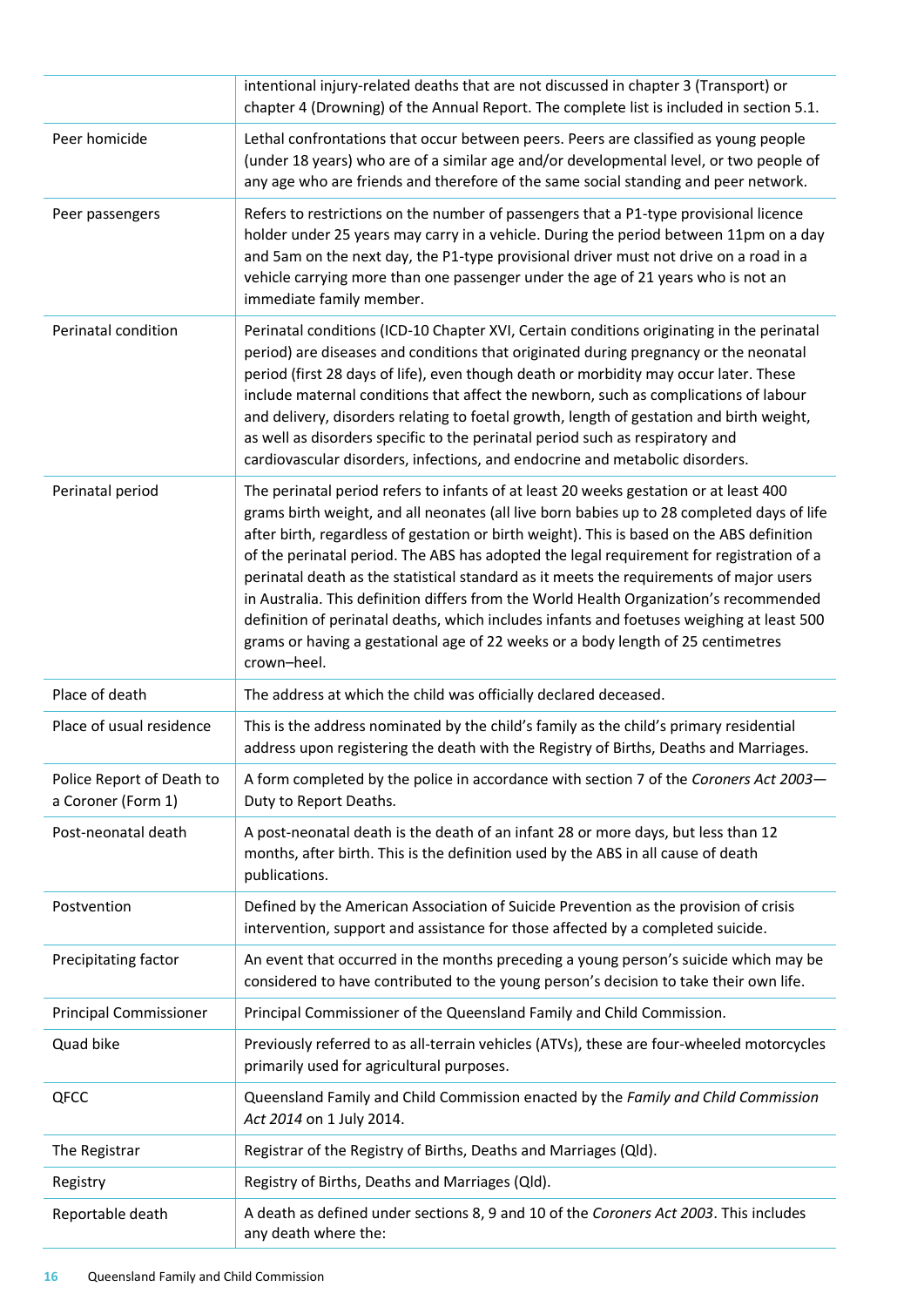| | |
|---|---|
| | intentional injury-related deaths that are not discussed in chapter 3 (Transport) or chapter 4 (Drowning) of the Annual Report. The complete list is included in section 5.1. |
| Peer homicide | Lethal confrontations that occur between peers. Peers are classified as young people (under 18 years) who are of a similar age and/or developmental level, or two people of any age who are friends and therefore of the same social standing and peer network. |
| Peer passengers | Refers to restrictions on the number of passengers that a P1-type provisional licence holder under 25 years may carry in a vehicle. During the period between 11pm on a day and 5am on the next day, the P1-type provisional driver must not drive on a road in a vehicle carrying more than one passenger under the age of 21 years who is not an immediate family member. |
| Perinatal condition | Perinatal conditions (ICD-10 Chapter XVI, Certain conditions originating in the perinatal period) are diseases and conditions that originated during pregnancy or the neonatal period (first 28 days of life), even though death or morbidity may occur later. These include maternal conditions that affect the newborn, such as complications of labour and delivery, disorders relating to foetal growth, length of gestation and birth weight, as well as disorders specific to the perinatal period such as respiratory and cardiovascular disorders, infections, and endocrine and metabolic disorders. |
| Perinatal period | The perinatal period refers to infants of at least 20 weeks gestation or at least 400 grams birth weight, and all neonates (all live born babies up to 28 completed days of life after birth, regardless of gestation or birth weight). This is based on the ABS definition of the perinatal period. The ABS has adopted the legal requirement for registration of a perinatal death as the statistical standard as it meets the requirements of major users in Australia. This definition differs from the World Health Organization's recommended definition of perinatal deaths, which includes infants and foetuses weighing at least 500 grams or having a gestational age of 22 weeks or a body length of 25 centimetres crown–heel. |
| Place of death | The address at which the child was officially declared deceased. |
| Place of usual residence | This is the address nominated by the child's family as the child's primary residential address upon registering the death with the Registry of Births, Deaths and Marriages. |
| Police Report of Death to a Coroner (Form 1) | A form completed by the police in accordance with section 7 of the *Coroners Act 2003*—Duty to Report Deaths. |
| Post-neonatal death | A post-neonatal death is the death of an infant 28 or more days, but less than 12 months, after birth. This is the definition used by the ABS in all cause of death publications. |
| Postvention | Defined by the American Association of Suicide Prevention as the provision of crisis intervention, support and assistance for those affected by a completed suicide. |
| Precipitating factor | An event that occurred in the months preceding a young person's suicide which may be considered to have contributed to the young person's decision to take their own life. |
| Principal Commissioner | Principal Commissioner of the Queensland Family and Child Commission. |
| Quad bike | Previously referred to as all-terrain vehicles (ATVs), these are four-wheeled motorcycles primarily used for agricultural purposes. |
| QFCC | Queensland Family and Child Commission enacted by the *Family and Child Commission Act 2014* on 1 July 2014. |
| The Registrar | Registrar of the Registry of Births, Deaths and Marriages (Qld). |
| Registry | Registry of Births, Deaths and Marriages (Qld). |
| Reportable death | A death as defined under sections 8, 9 and 10 of the *Coroners Act 2003*. This includes any death where the: |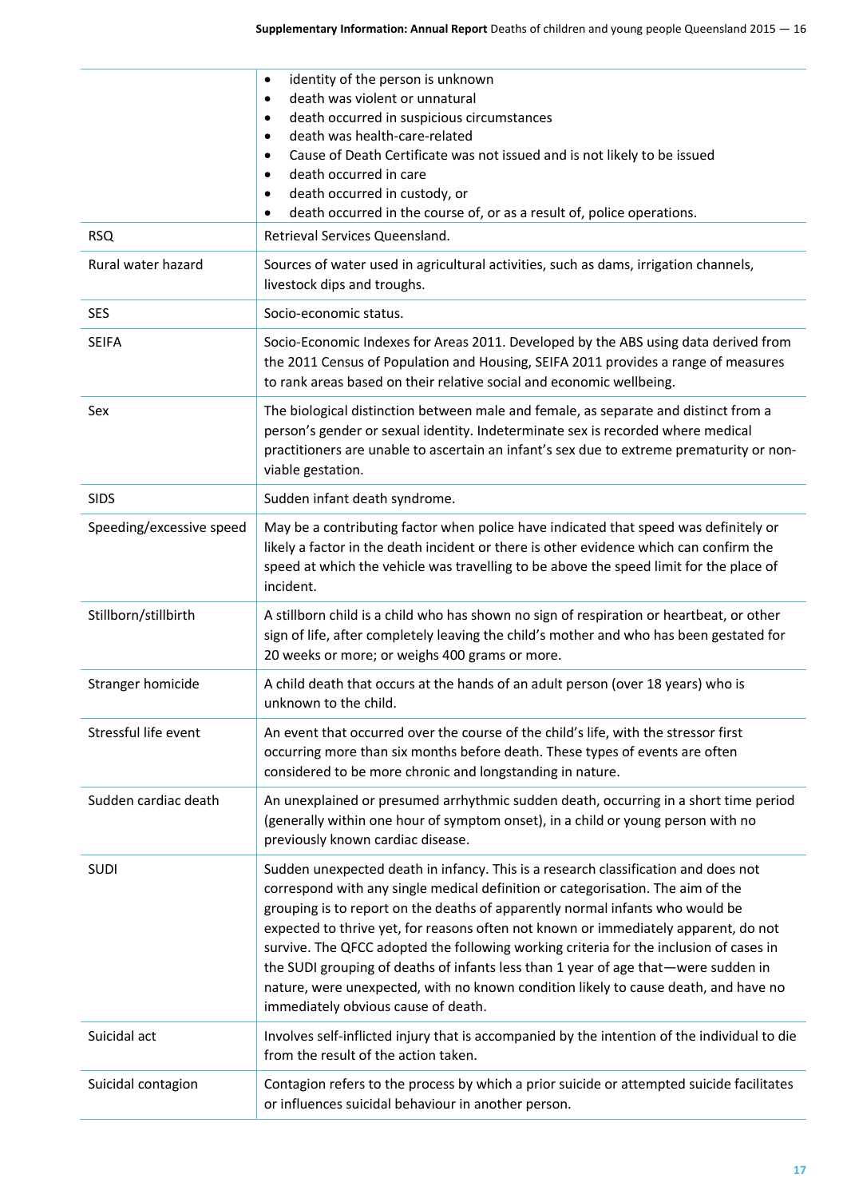| | |
|---|---|
| | • identity of the person is unknown<br>• death was violent or unnatural<br>• death occurred in suspicious circumstances<br>• death was health-care-related<br>• Cause of Death Certificate was not issued and is not likely to be issued<br>• death occurred in care<br>• death occurred in custody, or<br>• death occurred in the course of, or as a result of, police operations. |
| RSQ | Retrieval Services Queensland. |
| Rural water hazard | Sources of water used in agricultural activities, such as dams, irrigation channels, livestock dips and troughs. |
| SES | Socio-economic status. |
| SEIFA | Socio-Economic Indexes for Areas 2011. Developed by the ABS using data derived from the 2011 Census of Population and Housing, SEIFA 2011 provides a range of measures to rank areas based on their relative social and economic wellbeing. |
| Sex | The biological distinction between male and female, as separate and distinct from a person's gender or sexual identity. Indeterminate sex is recorded where medical practitioners are unable to ascertain an infant's sex due to extreme prematurity or non-viable gestation. |
| SIDS | Sudden infant death syndrome. |
| Speeding/excessive speed | May be a contributing factor when police have indicated that speed was definitely or likely a factor in the death incident or there is other evidence which can confirm the speed at which the vehicle was travelling to be above the speed limit for the place of incident. |
| Stillborn/stillbirth | A stillborn child is a child who has shown no sign of respiration or heartbeat, or other sign of life, after completely leaving the child's mother and who has been gestated for 20 weeks or more; or weighs 400 grams or more. |
| Stranger homicide | A child death that occurs at the hands of an adult person (over 18 years) who is unknown to the child. |
| Stressful life event | An event that occurred over the course of the child's life, with the stressor first occurring more than six months before death. These types of events are often considered to be more chronic and longstanding in nature. |
| Sudden cardiac death | An unexplained or presumed arrhythmic sudden death, occurring in a short time period (generally within one hour of symptom onset), in a child or young person with no previously known cardiac disease. |
| SUDI | Sudden unexpected death in infancy. This is a research classification and does not correspond with any single medical definition or categorisation. The aim of the grouping is to report on the deaths of apparently normal infants who would be expected to thrive yet, for reasons often not known or immediately apparent, do not survive. The QFCC adopted the following working criteria for the inclusion of cases in the SUDI grouping of deaths of infants less than 1 year of age that—were sudden in nature, were unexpected, with no known condition likely to cause death, and have no immediately obvious cause of death. |
| Suicidal act | Involves self-inflicted injury that is accompanied by the intention of the individual to die from the result of the action taken. |
| Suicidal contagion | Contagion refers to the process by which a prior suicide or attempted suicide facilitates or influences suicidal behaviour in another person. |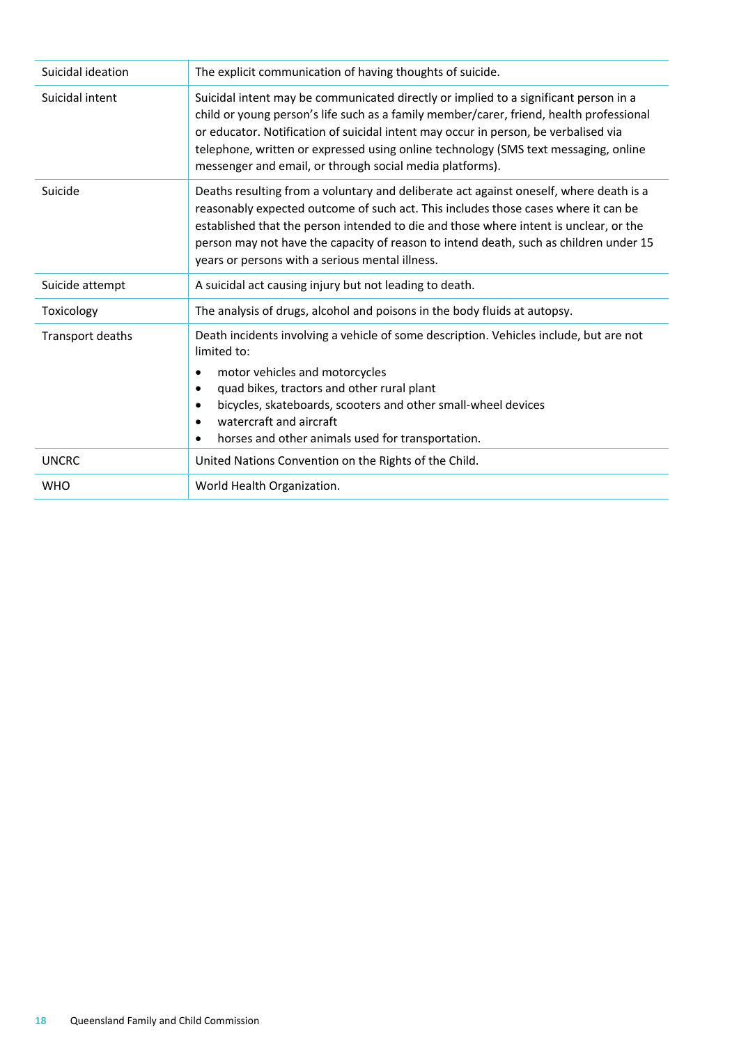| | |
|---|---|
| Suicidal ideation | The explicit communication of having thoughts of suicide. |
| Suicidal intent | Suicidal intent may be communicated directly or implied to a significant person in a child or young person's life such as a family member/carer, friend, health professional or educator. Notification of suicidal intent may occur in person, be verbalised via telephone, written or expressed using online technology (SMS text messaging, online messenger and email, or through social media platforms). |
| Suicide | Deaths resulting from a voluntary and deliberate act against oneself, where death is a reasonably expected outcome of such act. This includes those cases where it can be established that the person intended to die and those where intent is unclear, or the person may not have the capacity of reason to intend death, such as children under 15 years or persons with a serious mental illness. |
| Suicide attempt | A suicidal act causing injury but not leading to death. |
| Toxicology | The analysis of drugs, alcohol and poisons in the body fluids at autopsy. |
| Transport deaths | Death incidents involving a vehicle of some description. Vehicles include, but are not limited to:<br>• motor vehicles and motorcycles<br>• quad bikes, tractors and other rural plant<br>• bicycles, skateboards, scooters and other small-wheel devices<br>• watercraft and aircraft<br>• horses and other animals used for transportation. |
| UNCRC | United Nations Convention on the Rights of the Child. |
| WHO | World Health Organization. |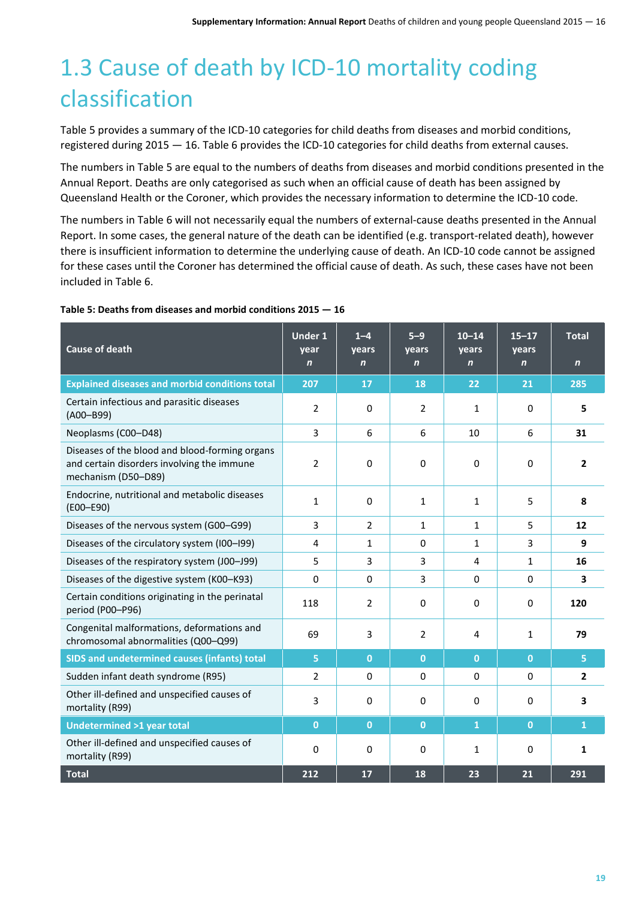# 1.3 Cause of death by ICD-10 mortality coding classification

Table 5 provides a summary of the ICD-10 categories for child deaths from diseases and morbid conditions, registered during 2015 — 16. Table 6 provides the ICD-10 categories for child deaths from external causes.

The numbers in Table 5 are equal to the numbers of deaths from diseases and morbid conditions presented in the Annual Report. Deaths are only categorised as such when an official cause of death has been assigned by Queensland Health or the Coroner, which provides the necessary information to determine the ICD-10 code.

The numbers in Table 6 will not necessarily equal the numbers of external-cause deaths presented in the Annual Report. In some cases, the general nature of the death can be identified (e.g. transport-related death), however there is insufficient information to determine the underlying cause of death. An ICD-10 code cannot be assigned for these cases until the Coroner has determined the official cause of death. As such, these cases have not been included in Table 6.

**Table 5: Deaths from diseases and morbid conditions 2015 — 16**

| Cause of death | Under 1 year *n* | 1–4 years *n* | 5–9 years *n* | 10–14 years *n* | 15–17 years *n* | Total *n* |
|---|---|---|---|---|---|---|
| **Explained diseases and morbid conditions total** | **207** | **17** | **18** | **22** | **21** | **285** |
| Certain infectious and parasitic diseases (A00–B99) | 2 | 0 | 2 | 1 | 0 | **5** |
| Neoplasms (C00–D48) | 3 | 6 | 6 | 10 | 6 | **31** |
| Diseases of the blood and blood-forming organs and certain disorders involving the immune mechanism (D50–D89) | 2 | 0 | 0 | 0 | 0 | **2** |
| Endocrine, nutritional and metabolic diseases (E00–E90) | 1 | 0 | 1 | 1 | 5 | **8** |
| Diseases of the nervous system (G00–G99) | 3 | 2 | 1 | 1 | 5 | **12** |
| Diseases of the circulatory system (I00–I99) | 4 | 1 | 0 | 1 | 3 | **9** |
| Diseases of the respiratory system (J00–J99) | 5 | 3 | 3 | 4 | 1 | **16** |
| Diseases of the digestive system (K00–K93) | 0 | 0 | 3 | 0 | 0 | **3** |
| Certain conditions originating in the perinatal period (P00–P96) | 118 | 2 | 0 | 0 | 0 | **120** |
| Congenital malformations, deformations and chromosomal abnormalities (Q00–Q99) | 69 | 3 | 2 | 4 | 1 | **79** |
| **SIDS and undetermined causes (infants) total** | **5** | **0** | **0** | **0** | **0** | **5** |
| Sudden infant death syndrome (R95) | 2 | 0 | 0 | 0 | 0 | **2** |
| Other ill-defined and unspecified causes of mortality (R99) | 3 | 0 | 0 | 0 | 0 | **3** |
| **Undetermined >1 year total** | **0** | **0** | **0** | **1** | **0** | **1** |
| Other ill-defined and unspecified causes of mortality (R99) | 0 | 0 | 0 | 1 | 0 | **1** |
| **Total** | **212** | **17** | **18** | **23** | **21** | **291** |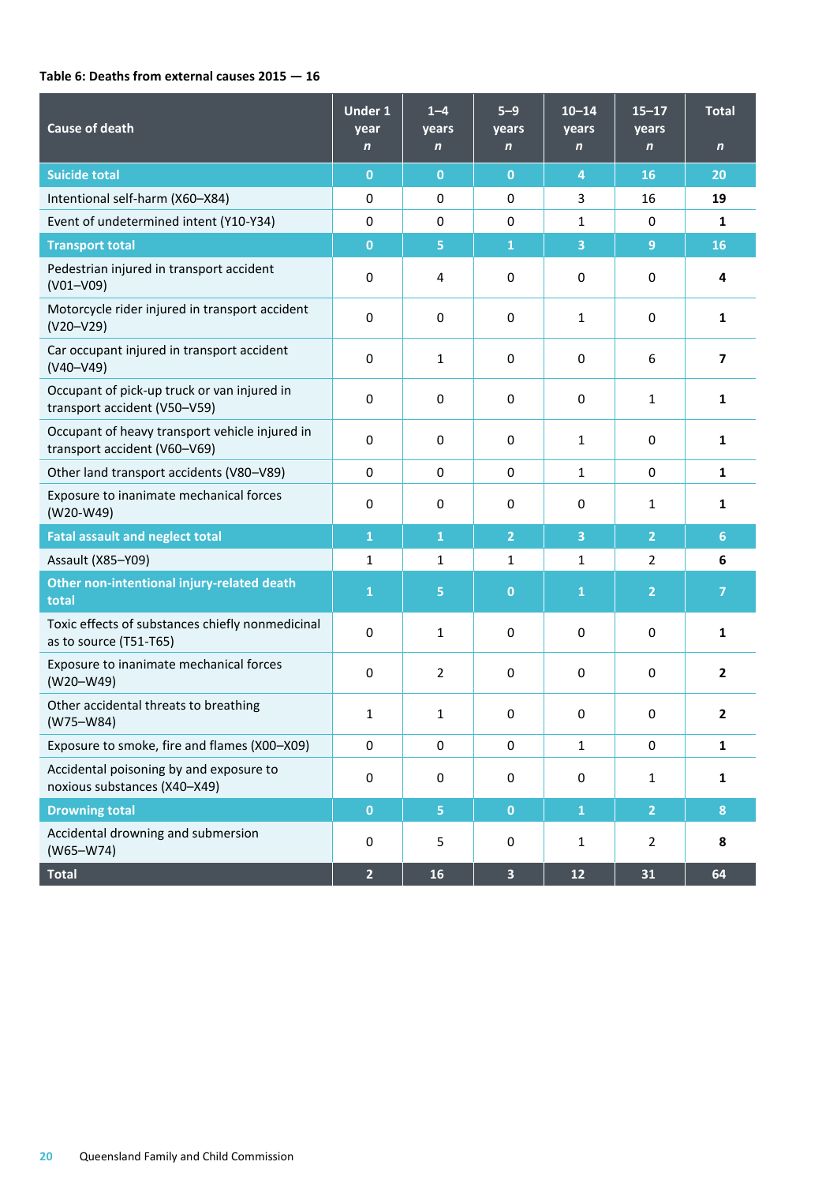**Table 6: Deaths from external causes 2015 — 16**

| Cause of death | Under 1 year *n* | 1–4 years *n* | 5–9 years *n* | 10–14 years *n* | 15–17 years *n* | Total *n* |
|---|---|---|---|---|---|---|
| **Suicide total** | **0** | **0** | **0** | **4** | **16** | **20** |
| Intentional self-harm (X60–X84) | 0 | 0 | 0 | 3 | 16 | **19** |
| Event of undetermined intent (Y10-Y34) | 0 | 0 | 0 | 1 | 0 | **1** |
| **Transport total** | **0** | **5** | **1** | **3** | **9** | **16** |
| Pedestrian injured in transport accident (V01–V09) | 0 | 4 | 0 | 0 | 0 | **4** |
| Motorcycle rider injured in transport accident (V20–V29) | 0 | 0 | 0 | 1 | 0 | **1** |
| Car occupant injured in transport accident (V40–V49) | 0 | 1 | 0 | 0 | 6 | **7** |
| Occupant of pick-up truck or van injured in transport accident (V50–V59) | 0 | 0 | 0 | 0 | 1 | **1** |
| Occupant of heavy transport vehicle injured in transport accident (V60–V69) | 0 | 0 | 0 | 1 | 0 | **1** |
| Other land transport accidents (V80–V89) | 0 | 0 | 0 | 1 | 0 | **1** |
| Exposure to inanimate mechanical forces (W20-W49) | 0 | 0 | 0 | 0 | 1 | **1** |
| **Fatal assault and neglect total** | **1** | **1** | **2** | **3** | **2** | **6** |
| Assault (X85–Y09) | 1 | 1 | 1 | 1 | 2 | **6** |
| **Other non-intentional injury-related death total** | **1** | **5** | **0** | **1** | **2** | **7** |
| Toxic effects of substances chiefly nonmedicinal as to source (T51-T65) | 0 | 1 | 0 | 0 | 0 | **1** |
| Exposure to inanimate mechanical forces (W20–W49) | 0 | 2 | 0 | 0 | 0 | **2** |
| Other accidental threats to breathing (W75–W84) | 1 | 1 | 0 | 0 | 0 | **2** |
| Exposure to smoke, fire and flames (X00–X09) | 0 | 0 | 0 | 1 | 0 | **1** |
| Accidental poisoning by and exposure to noxious substances (X40–X49) | 0 | 0 | 0 | 0 | 1 | **1** |
| **Drowning total** | **0** | **5** | **0** | **1** | **2** | **8** |
| Accidental drowning and submersion (W65–W74) | 0 | 5 | 0 | 1 | 2 | **8** |
| **Total** | **2** | **16** | **3** | **12** | **31** | **64** |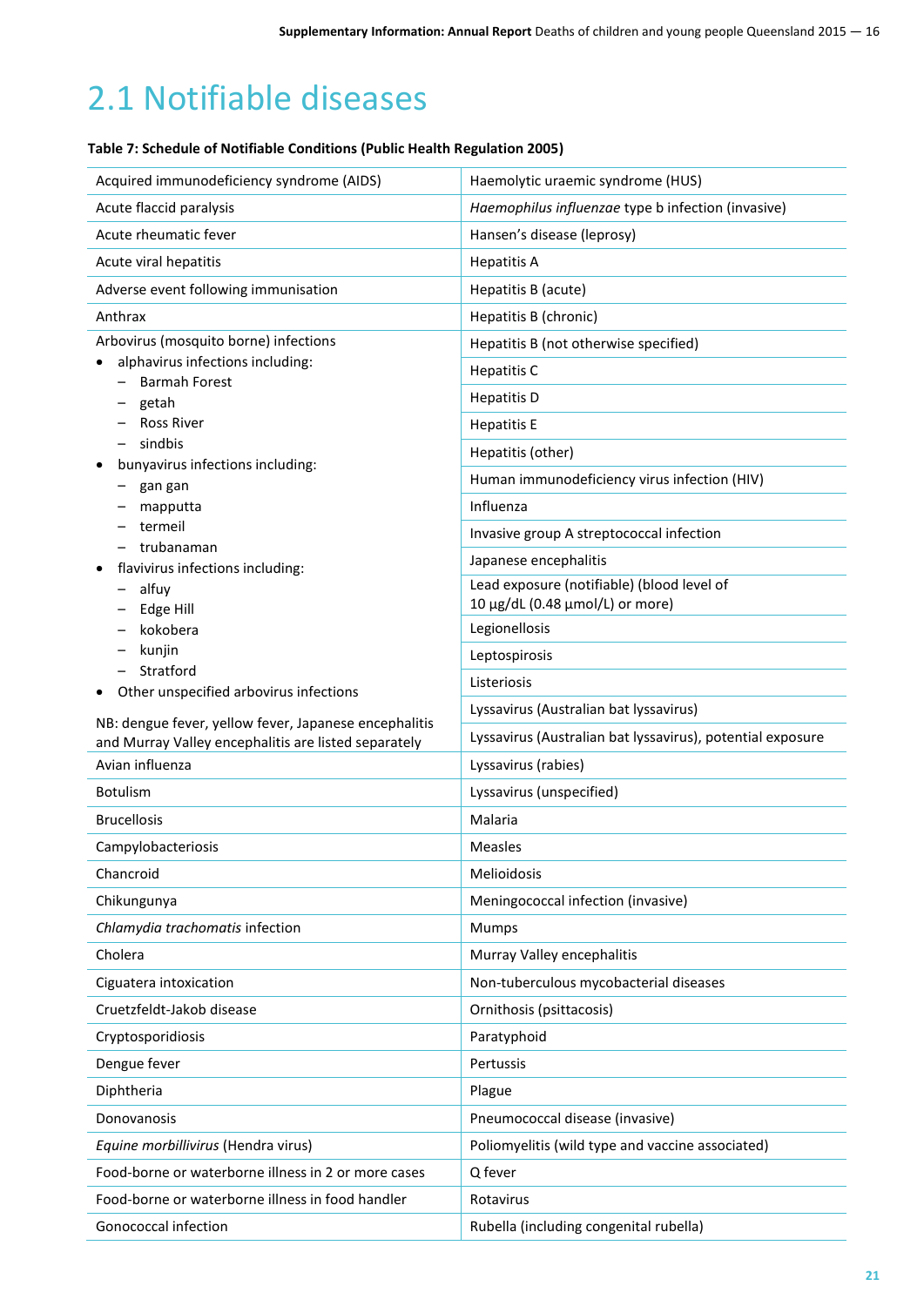## 2.1 Notifiable diseases

**Table 7: Schedule of Notifiable Conditions (Public Health Regulation 2005)**

| | |
|---|---|
| Acquired immunodeficiency syndrome (AIDS) | Haemolytic uraemic syndrome (HUS) |
| Acute flaccid paralysis | *Haemophilus influenzae* type b infection (invasive) |
| Acute rheumatic fever | Hansen's disease (leprosy) |
| Acute viral hepatitis | Hepatitis A |
| Adverse event following immunisation | Hepatitis B (acute) |
| Anthrax | Hepatitis B (chronic) |
| Arbovirus (mosquito borne) infections<br>• alphavirus infections including:<br>– Barmah Forest<br>– getah<br>– Ross River<br>– sindbis<br>• bunyavirus infections including:<br>– gan gan<br>– mapputta<br>– termeil<br>– trubanaman<br>• flavivirus infections including:<br>– alfuy<br>– Edge Hill<br>– kokobera<br>– kunjin<br>– Stratford<br>• Other unspecified arbovirus infections<br><br>NB: dengue fever, yellow fever, Japanese encephalitis and Murray Valley encephalitis are listed separately | Hepatitis B (not otherwise specified)<br>Hepatitis C<br>Hepatitis D<br>Hepatitis E<br>Hepatitis (other)<br>Human immunodeficiency virus infection (HIV)<br>Influenza<br>Invasive group A streptococcal infection<br>Japanese encephalitis<br>Lead exposure (notifiable) (blood level of 10 µg/dL (0.48 µmol/L) or more)<br>Legionellosis<br>Leptospirosis<br>Listeriosis<br>Lyssavirus (Australian bat lyssavirus)<br>Lyssavirus (Australian bat lyssavirus), potential exposure |
| Avian influenza | Lyssavirus (rabies) |
| Botulism | Lyssavirus (unspecified) |
| Brucellosis | Malaria |
| Campylobacteriosis | Measles |
| Chancroid | Melioidosis |
| Chikungunya | Meningococcal infection (invasive) |
| *Chlamydia trachomatis* infection | Mumps |
| Cholera | Murray Valley encephalitis |
| Ciguatera intoxication | Non-tuberculous mycobacterial diseases |
| Cruetzfeldt-Jakob disease | Ornithosis (psittacosis) |
| Cryptosporidiosis | Paratyphoid |
| Dengue fever | Pertussis |
| Diphtheria | Plague |
| Donovanosis | Pneumococcal disease (invasive) |
| *Equine morbillivirus* (Hendra virus) | Poliomyelitis (wild type and vaccine associated) |
| Food-borne or waterborne illness in 2 or more cases | Q fever |
| Food-borne or waterborne illness in food handler | Rotavirus |
| Gonococcal infection | Rubella (including congenital rubella) |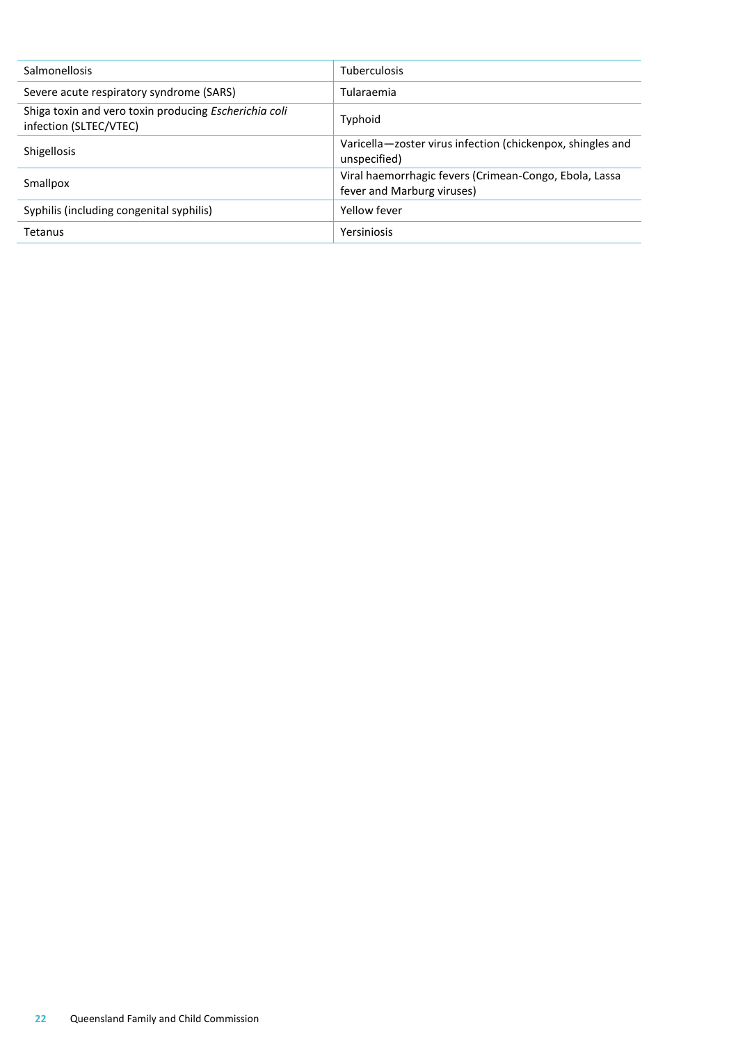| | |
|---|---|
| Salmonellosis | Tuberculosis |
| Severe acute respiratory syndrome (SARS) | Tularaemia |
| Shiga toxin and vero toxin producing *Escherichia coli* infection (SLTEC/VTEC) | Typhoid |
| Shigellosis | Varicella—zoster virus infection (chickenpox, shingles and unspecified) |
| Smallpox | Viral haemorrhagic fevers (Crimean-Congo, Ebola, Lassa fever and Marburg viruses) |
| Syphilis (including congenital syphilis) | Yellow fever |
| Tetanus | Yersiniosis |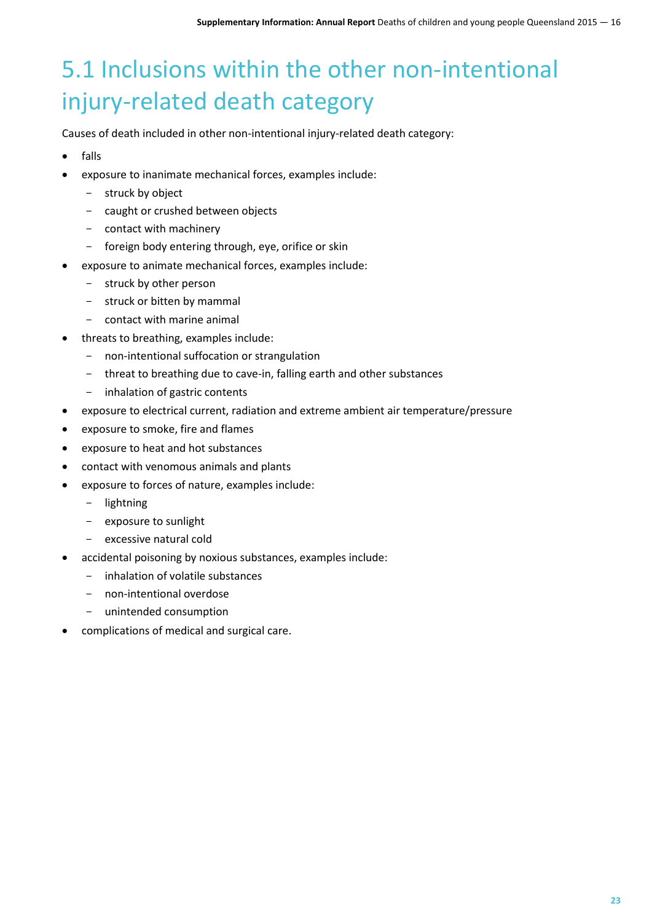## 5.1 Inclusions within the other non-intentional injury-related death category

Causes of death included in other non-intentional injury-related death category:

- falls
- exposure to inanimate mechanical forces, examples include:
  - struck by object
  - caught or crushed between objects
  - contact with machinery
  - foreign body entering through, eye, orifice or skin
- exposure to animate mechanical forces, examples include:
  - struck by other person
  - struck or bitten by mammal
  - contact with marine animal
- threats to breathing, examples include:
  - non-intentional suffocation or strangulation
  - threat to breathing due to cave-in, falling earth and other substances
  - inhalation of gastric contents
- exposure to electrical current, radiation and extreme ambient air temperature/pressure
- exposure to smoke, fire and flames
- exposure to heat and hot substances
- contact with venomous animals and plants
- exposure to forces of nature, examples include:
  - lightning
  - exposure to sunlight
  - excessive natural cold
- accidental poisoning by noxious substances, examples include:
  - inhalation of volatile substances
  - non-intentional overdose
  - unintended consumption
- complications of medical and surgical care.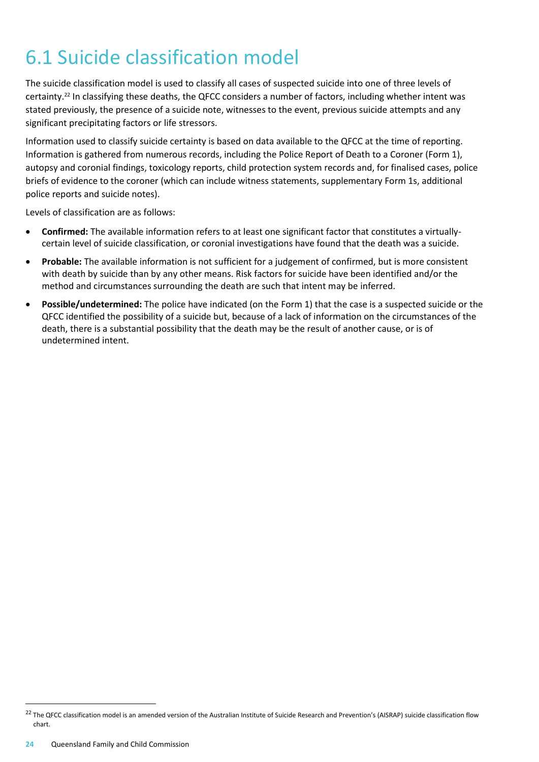# 6.1 Suicide classification model

The suicide classification model is used to classify all cases of suspected suicide into one of three levels of certainty.[22] In classifying these deaths, the QFCC considers a number of factors, including whether intent was stated previously, the presence of a suicide note, witnesses to the event, previous suicide attempts and any significant precipitating factors or life stressors.

Information used to classify suicide certainty is based on data available to the QFCC at the time of reporting. Information is gathered from numerous records, including the Police Report of Death to a Coroner (Form 1), autopsy and coronial findings, toxicology reports, child protection system records and, for finalised cases, police briefs of evidence to the coroner (which can include witness statements, supplementary Form 1s, additional police reports and suicide notes).

Levels of classification are as follows:

- **Confirmed:** The available information refers to at least one significant factor that constitutes a virtually-certain level of suicide classification, or coronial investigations have found that the death was a suicide.
- **Probable:** The available information is not sufficient for a judgement of confirmed, but is more consistent with death by suicide than by any other means. Risk factors for suicide have been identified and/or the method and circumstances surrounding the death are such that intent may be inferred.
- **Possible/undetermined:** The police have indicated (on the Form 1) that the case is a suspected suicide or the QFCC identified the possibility of a suicide but, because of a lack of information on the circumstances of the death, there is a substantial possibility that the death may be the result of another cause, or is of undetermined intent.

[22] The QFCC classification model is an amended version of the Australian Institute of Suicide Research and Prevention's (AISRAP) suicide classification flow chart.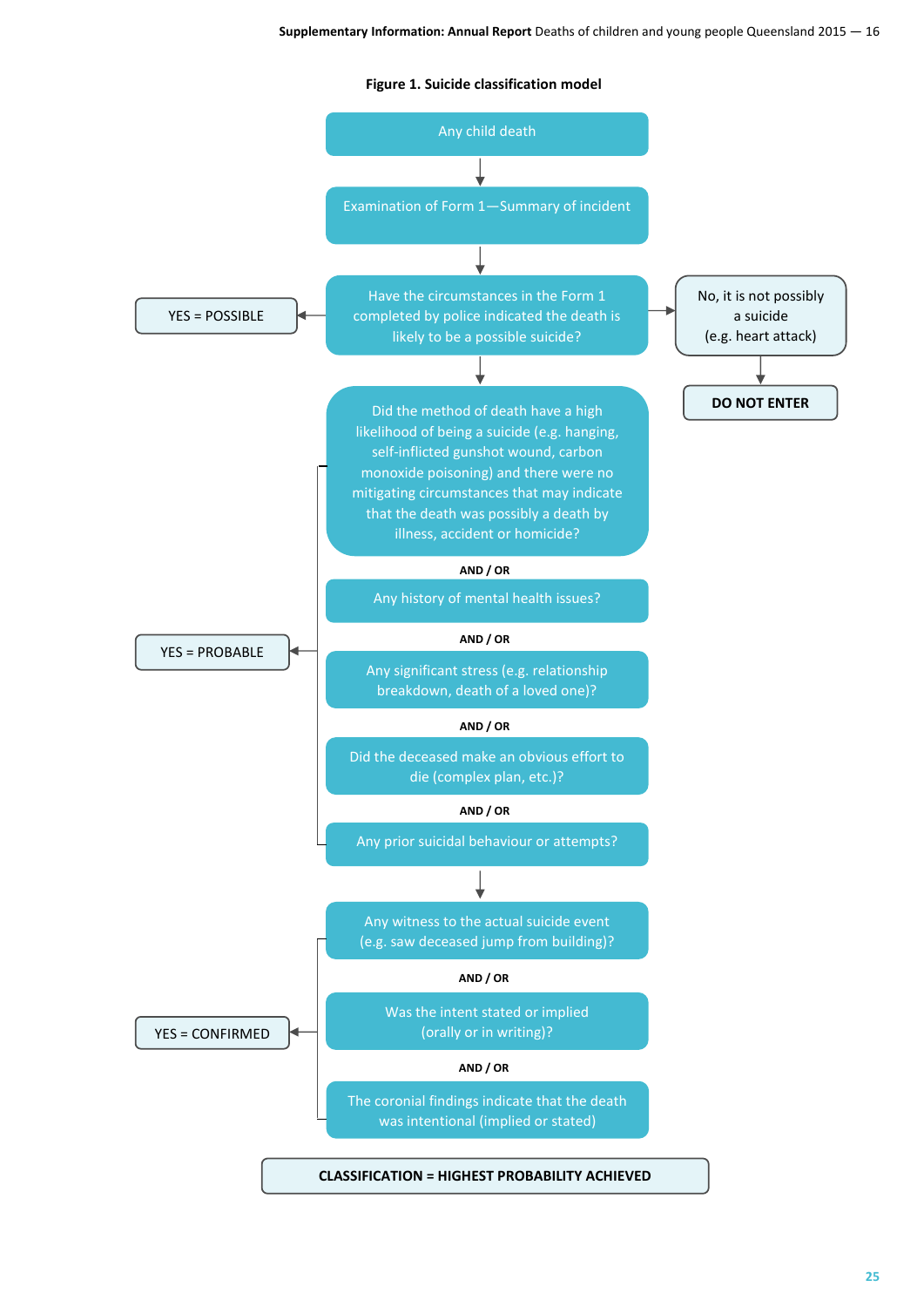**Figure 1. Suicide classification model**

Any child death

↓

Examination of Form 1—Summary of incident

↓

Have the circumstances in the Form 1 completed by police indicated the death is likely to be a possible suicide?

- YES = POSSIBLE
- No, it is not possibly a suicide (e.g. heart attack) → **DO NOT ENTER**

↓

Did the method of death have a high likelihood of being a suicide (e.g. hanging, self-inflicted gunshot wound, carbon monoxide poisoning) and there were no mitigating circumstances that may indicate that the death was possibly a death by illness, accident or homicide?

**AND / OR**

Any history of mental health issues?

**AND / OR**

Any significant stress (e.g. relationship breakdown, death of a loved one)?

**AND / OR**

Did the deceased make an obvious effort to die (complex plan, etc.)?

**AND / OR**

Any prior suicidal behaviour or attempts?

→ YES = PROBABLE

↓

Any witness to the actual suicide event (e.g. saw deceased jump from building)?

**AND / OR**

Was the intent stated or implied (orally or in writing)?

**AND / OR**

The coronial findings indicate that the death was intentional (implied or stated)

→ YES = CONFIRMED

**CLASSIFICATION = HIGHEST PROBABILITY ACHIEVED**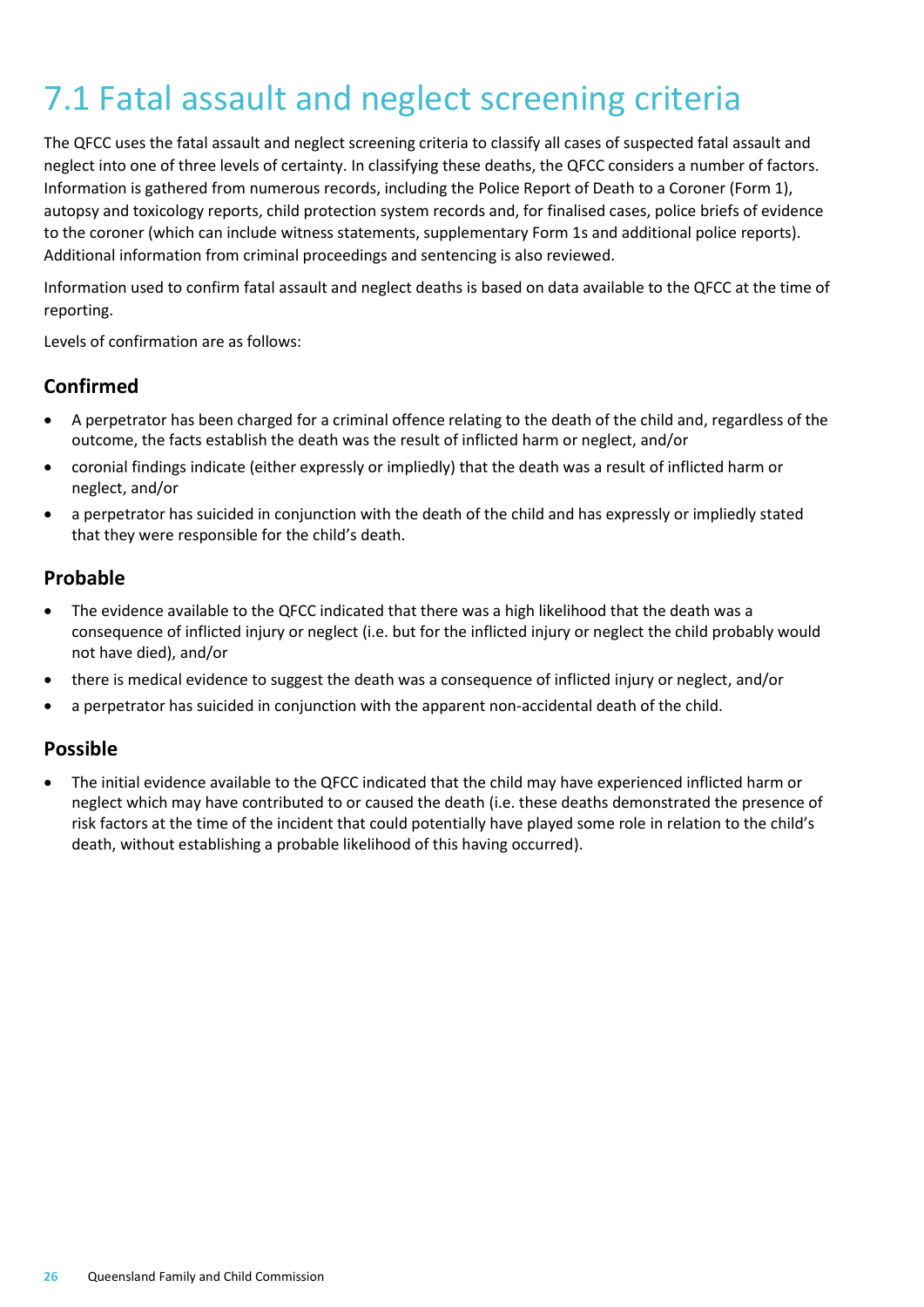# 7.1 Fatal assault and neglect screening criteria

The QFCC uses the fatal assault and neglect screening criteria to classify all cases of suspected fatal assault and neglect into one of three levels of certainty. In classifying these deaths, the QFCC considers a number of factors. Information is gathered from numerous records, including the Police Report of Death to a Coroner (Form 1), autopsy and toxicology reports, child protection system records and, for finalised cases, police briefs of evidence to the coroner (which can include witness statements, supplementary Form 1s and additional police reports). Additional information from criminal proceedings and sentencing is also reviewed.

Information used to confirm fatal assault and neglect deaths is based on data available to the QFCC at the time of reporting.

Levels of confirmation are as follows:

## Confirmed

- A perpetrator has been charged for a criminal offence relating to the death of the child and, regardless of the outcome, the facts establish the death was the result of inflicted harm or neglect, and/or
- coronial findings indicate (either expressly or impliedly) that the death was a result of inflicted harm or neglect, and/or
- a perpetrator has suicided in conjunction with the death of the child and has expressly or impliedly stated that they were responsible for the child's death.

## Probable

- The evidence available to the QFCC indicated that there was a high likelihood that the death was a consequence of inflicted injury or neglect (i.e. but for the inflicted injury or neglect the child probably would not have died), and/or
- there is medical evidence to suggest the death was a consequence of inflicted injury or neglect, and/or
- a perpetrator has suicided in conjunction with the apparent non-accidental death of the child.

## Possible

- The initial evidence available to the QFCC indicated that the child may have experienced inflicted harm or neglect which may have contributed to or caused the death (i.e. these deaths demonstrated the presence of risk factors at the time of the incident that could potentially have played some role in relation to the child's death, without establishing a probable likelihood of this having occurred).